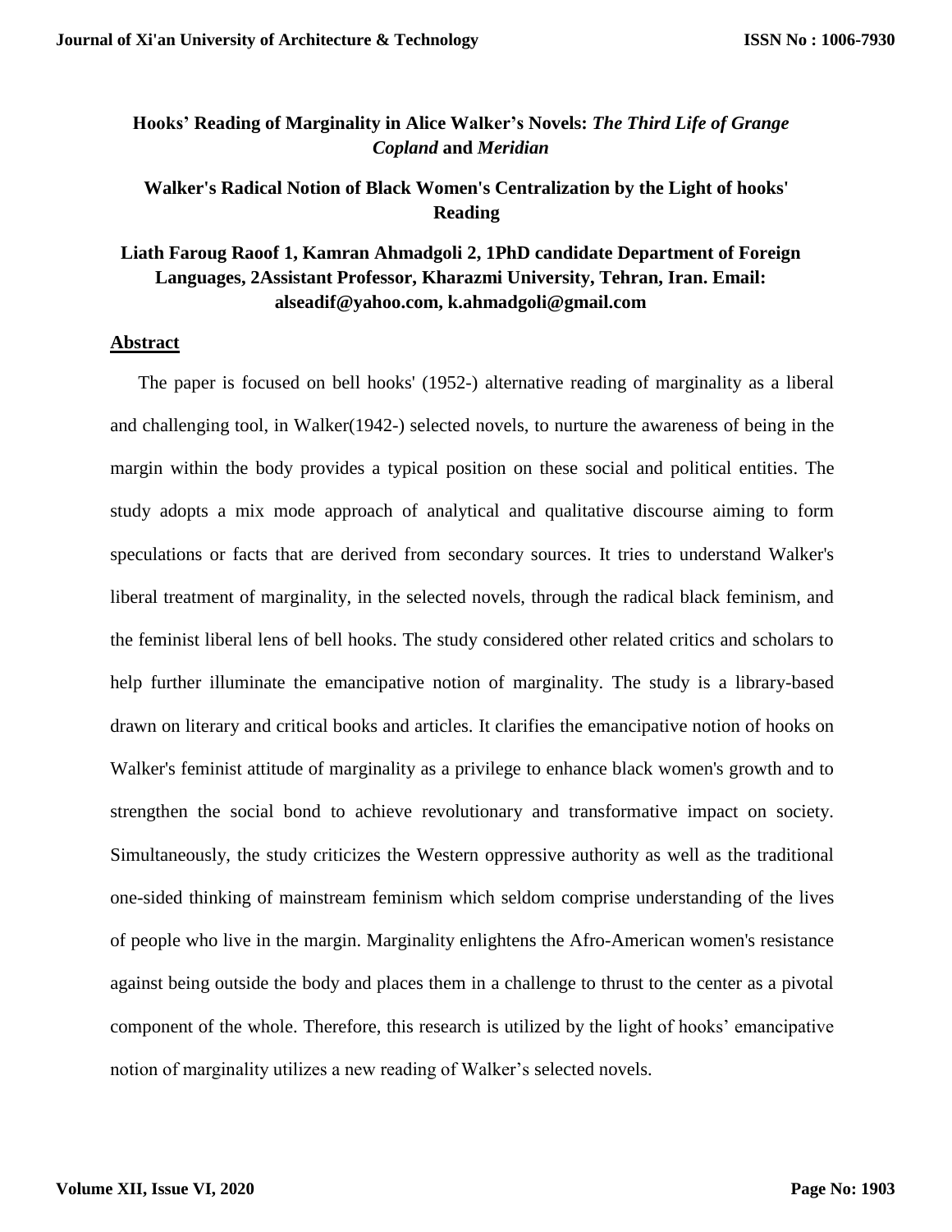# Hooks' Reading of Marginality in Alice Walker's Novels: *The Third Life of Grange Copland* and *Meridian*

## Walker's Radical Notion of Black Women's Centralization by the Light of hooks' Reading

**Liath Faroug Raoof 1, Kamran Ahmadgoli 2, 1PhD candidate Department of Foreign Languages, 2Assistant Professor, Kharazmi University, Tehran, Iran. Email: alseadif@yahoo.com, k.ahmadgoli@gmail.com**

### Abstract

The paper is focused on bell hooks' (1952-) alternative reading of marginality as a liberal and challenging tool, in Walker(1942-) selected novels, to nurture the awareness of being in the margin within the body provides a typical position on these social and political entities. The study adopts a mix mode approach of analytical and qualitative discourse aiming to form speculations or facts that are derived from secondary sources. It tries to understand Walker's liberal treatment of marginality, in the selected novels, through the radical black feminism, and the feminist liberal lens of bell hooks. The study considered other related critics and scholars to help further illuminate the emancipative notion of marginality. The study is a library-based drawn on literary and critical books and articles. It clarifies the emancipative notion of hooks on Walker's feminist attitude of marginality as a privilege to enhance black women's growth and to strengthen the social bond to achieve revolutionary and transformative impact on society. Simultaneously, the study criticizes the Western oppressive authority as well as the traditional one-sided thinking of mainstream feminism which seldom comprise understanding of the lives of people who live in the margin. Marginality enlightens the Afro-American women's resistance against being outside the body and places them in a challenge to thrust to the center as a pivotal component of the whole. Therefore, this research is utilized by the light of hooks' emancipative notion of marginality utilizes a new reading of Walker's selected novels.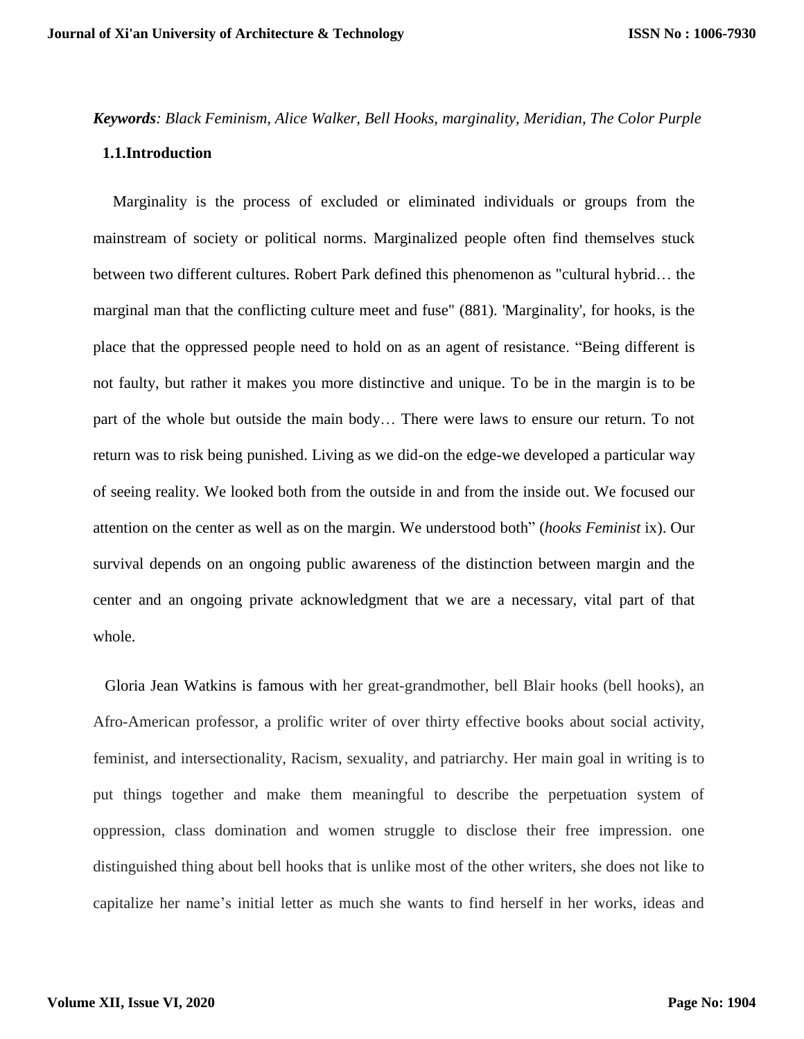***Keywords**: Black Feminism, Alice Walker, Bell Hooks, marginality, Meridian, The Color Purple*

## 1.1.Introduction

Marginality is the process of excluded or eliminated individuals or groups from the mainstream of society or political norms. Marginalized people often find themselves stuck between two different cultures. Robert Park defined this phenomenon as "cultural hybrid… the marginal man that the conflicting culture meet and fuse" (881). 'Marginality', for hooks, is the place that the oppressed people need to hold on as an agent of resistance. "Being different is not faulty, but rather it makes you more distinctive and unique. To be in the margin is to be part of the whole but outside the main body… There were laws to ensure our return. To not return was to risk being punished. Living as we did-on the edge-we developed a particular way of seeing reality. We looked both from the outside in and from the inside out. We focused our attention on the center as well as on the margin. We understood both" (*hooks Feminist* ix). Our survival depends on an ongoing public awareness of the distinction between margin and the center and an ongoing private acknowledgment that we are a necessary, vital part of that whole.

Gloria Jean Watkins is famous with her great-grandmother, bell Blair hooks (bell hooks), an Afro-American professor, a prolific writer of over thirty effective books about social activity, feminist, and intersectionality, Racism, sexuality, and patriarchy. Her main goal in writing is to put things together and make them meaningful to describe the perpetuation system of oppression, class domination and women struggle to disclose their free impression. one distinguished thing about bell hooks that is unlike most of the other writers, she does not like to capitalize her name's initial letter as much she wants to find herself in her works, ideas and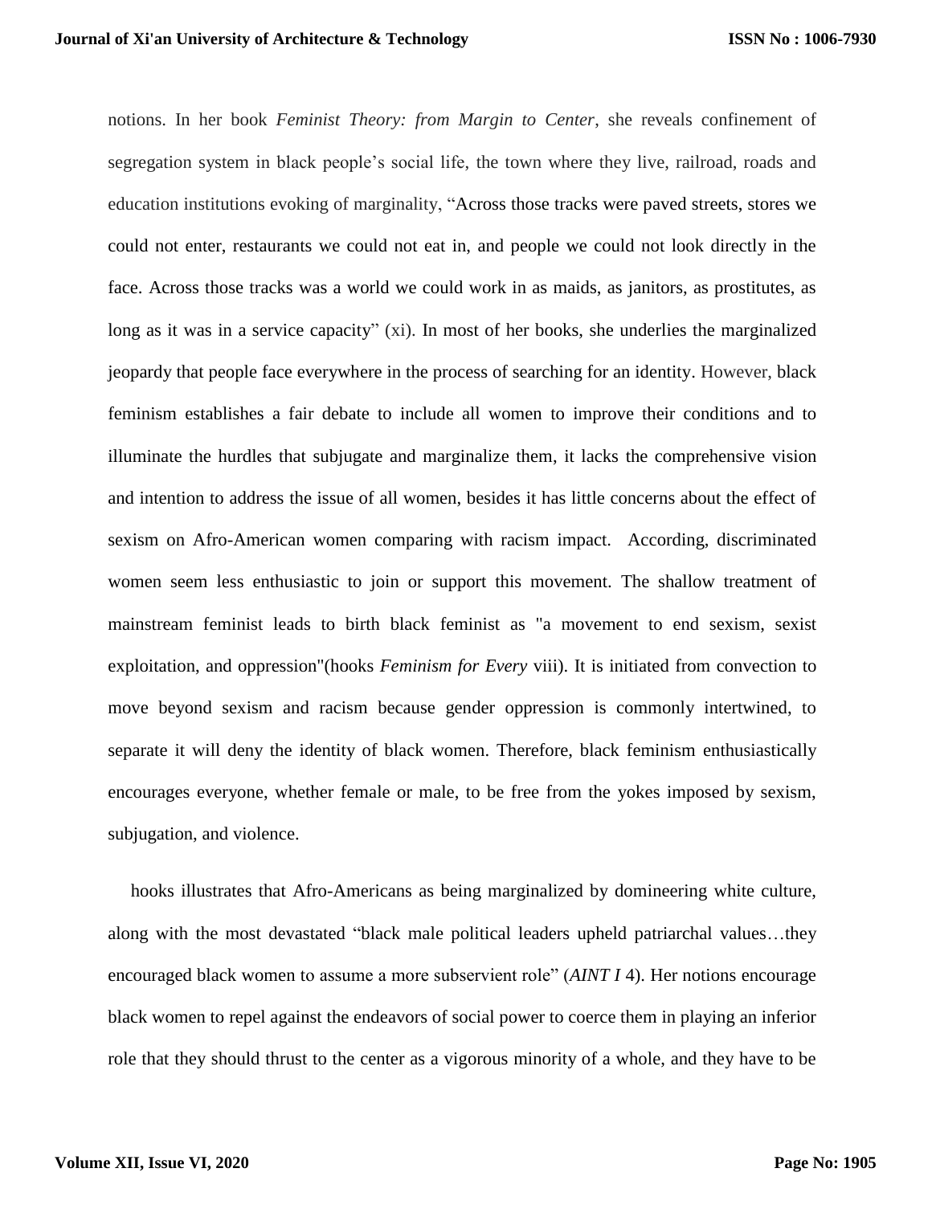notions. In her book *Feminist Theory: from Margin to Center*, she reveals confinement of segregation system in black people's social life, the town where they live, railroad, roads and education institutions evoking of marginality, "Across those tracks were paved streets, stores we could not enter, restaurants we could not eat in, and people we could not look directly in the face. Across those tracks was a world we could work in as maids, as janitors, as prostitutes, as long as it was in a service capacity" (xi). In most of her books, she underlies the marginalized jeopardy that people face everywhere in the process of searching for an identity. However, black feminism establishes a fair debate to include all women to improve their conditions and to illuminate the hurdles that subjugate and marginalize them, it lacks the comprehensive vision and intention to address the issue of all women, besides it has little concerns about the effect of sexism on Afro-American women comparing with racism impact. According, discriminated women seem less enthusiastic to join or support this movement. The shallow treatment of mainstream feminist leads to birth black feminist as "a movement to end sexism, sexist exploitation, and oppression"(hooks *Feminism for Every* viii). It is initiated from convection to move beyond sexism and racism because gender oppression is commonly intertwined, to separate it will deny the identity of black women. Therefore, black feminism enthusiastically encourages everyone, whether female or male, to be free from the yokes imposed by sexism, subjugation, and violence.

hooks illustrates that Afro-Americans as being marginalized by domineering white culture, along with the most devastated "black male political leaders upheld patriarchal values…they encouraged black women to assume a more subservient role" (*AINT I* 4). Her notions encourage black women to repel against the endeavors of social power to coerce them in playing an inferior role that they should thrust to the center as a vigorous minority of a whole, and they have to be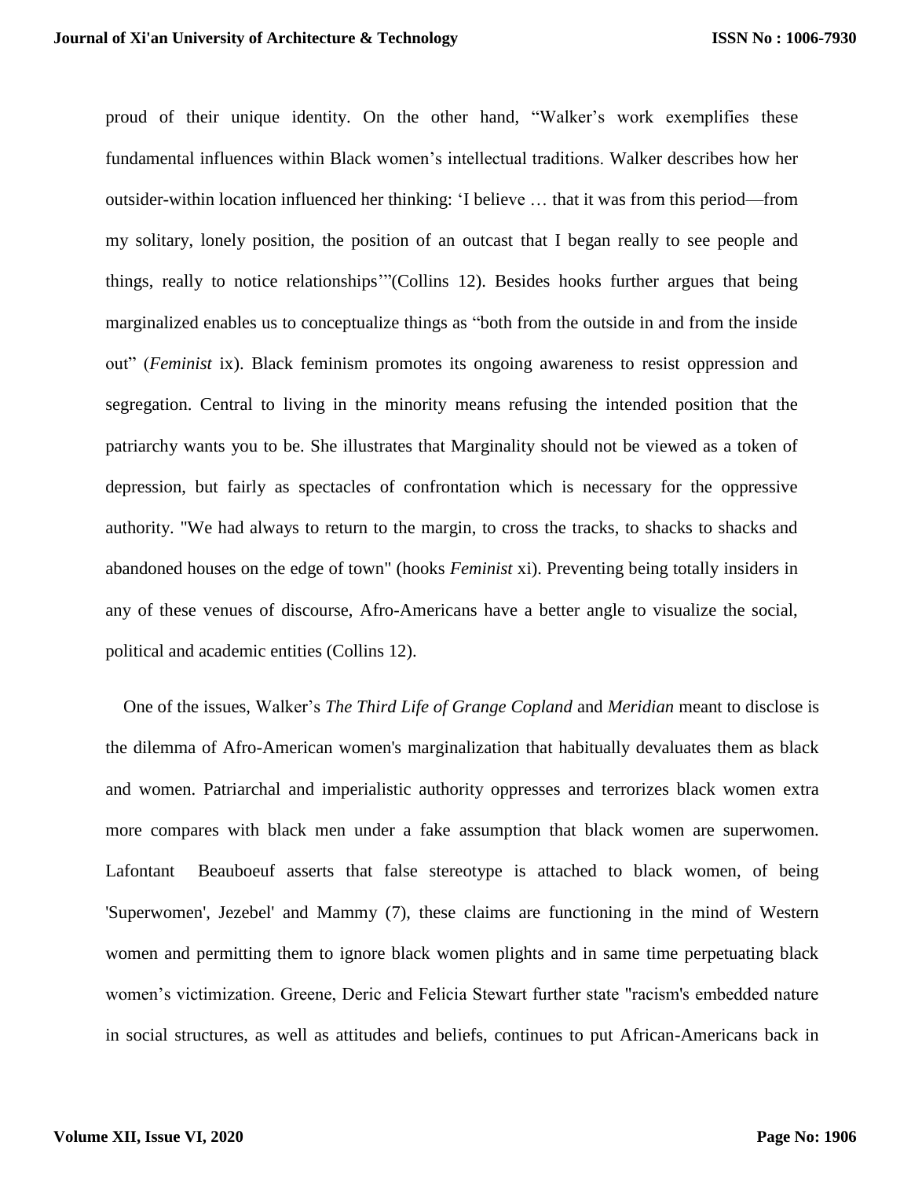proud of their unique identity. On the other hand, "Walker's work exemplifies these fundamental influences within Black women's intellectual traditions. Walker describes how her outsider-within location influenced her thinking: 'I believe … that it was from this period—from my solitary, lonely position, the position of an outcast that I began really to see people and things, really to notice relationships'"(Collins 12). Besides hooks further argues that being marginalized enables us to conceptualize things as "both from the outside in and from the inside out" (*Feminist* ix). Black feminism promotes its ongoing awareness to resist oppression and segregation. Central to living in the minority means refusing the intended position that the patriarchy wants you to be. She illustrates that Marginality should not be viewed as a token of depression, but fairly as spectacles of confrontation which is necessary for the oppressive authority. "We had always to return to the margin, to cross the tracks, to shacks to shacks and abandoned houses on the edge of town" (hooks *Feminist* xi). Preventing being totally insiders in any of these venues of discourse, Afro-Americans have a better angle to visualize the social, political and academic entities (Collins 12).

One of the issues, Walker's *The Third Life of Grange Copland* and *Meridian* meant to disclose is the dilemma of Afro-American women's marginalization that habitually devaluates them as black and women. Patriarchal and imperialistic authority oppresses and terrorizes black women extra more compares with black men under a fake assumption that black women are superwomen. Lafontant Beauboeuf asserts that false stereotype is attached to black women, of being 'Superwomen', Jezebel' and Mammy (7), these claims are functioning in the mind of Western women and permitting them to ignore black women plights and in same time perpetuating black women's victimization. Greene, Deric and Felicia Stewart further state "racism's embedded nature in social structures, as well as attitudes and beliefs, continues to put African-Americans back in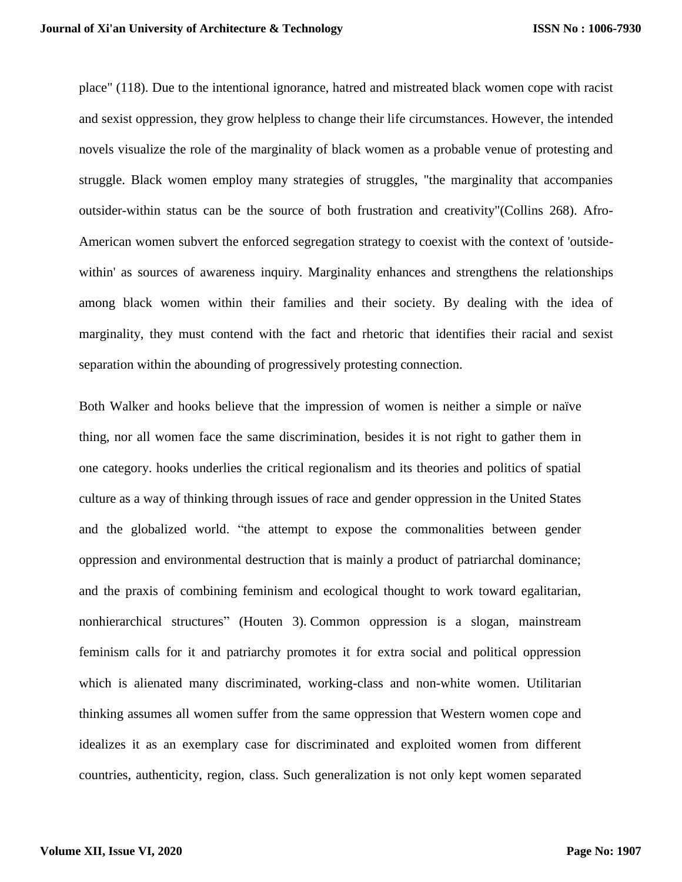place" (118). Due to the intentional ignorance, hatred and mistreated black women cope with racist and sexist oppression, they grow helpless to change their life circumstances. However, the intended novels visualize the role of the marginality of black women as a probable venue of protesting and struggle. Black women employ many strategies of struggles, "the marginality that accompanies outsider-within status can be the source of both frustration and creativity"(Collins 268). Afro-American women subvert the enforced segregation strategy to coexist with the context of 'outside-within' as sources of awareness inquiry. Marginality enhances and strengthens the relationships among black women within their families and their society. By dealing with the idea of marginality, they must contend with the fact and rhetoric that identifies their racial and sexist separation within the abounding of progressively protesting connection.

Both Walker and hooks believe that the impression of women is neither a simple or naïve thing, nor all women face the same discrimination, besides it is not right to gather them in one category. hooks underlies the critical regionalism and its theories and politics of spatial culture as a way of thinking through issues of race and gender oppression in the United States and the globalized world. “the attempt to expose the commonalities between gender oppression and environmental destruction that is mainly a product of patriarchal dominance; and the praxis of combining feminism and ecological thought to work toward egalitarian, nonhierarchical structures” (Houten 3). Common oppression is a slogan, mainstream feminism calls for it and patriarchy promotes it for extra social and political oppression which is alienated many discriminated, working-class and non-white women. Utilitarian thinking assumes all women suffer from the same oppression that Western women cope and idealizes it as an exemplary case for discriminated and exploited women from different countries, authenticity, region, class. Such generalization is not only kept women separated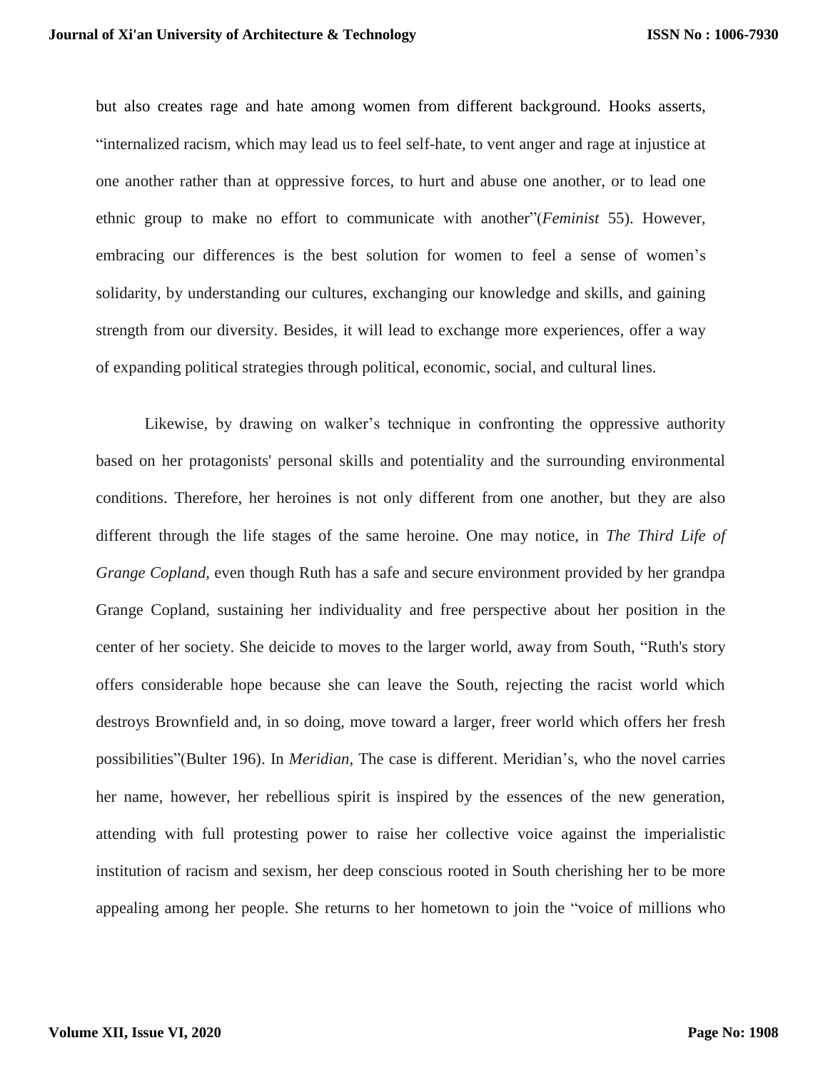but also creates rage and hate among women from different background. Hooks asserts, “internalized racism, which may lead us to feel self-hate, to vent anger and rage at injustice at one another rather than at oppressive forces, to hurt and abuse one another, or to lead one ethnic group to make no effort to communicate with another”(*Feminist* 55). However, embracing our differences is the best solution for women to feel a sense of women’s solidarity, by understanding our cultures, exchanging our knowledge and skills, and gaining strength from our diversity. Besides, it will lead to exchange more experiences, offer a way of expanding political strategies through political, economic, social, and cultural lines.

Likewise, by drawing on walker’s technique in confronting the oppressive authority based on her protagonists' personal skills and potentiality and the surrounding environmental conditions. Therefore, her heroines is not only different from one another, but they are also different through the life stages of the same heroine. One may notice, in *The Third Life of Grange Copland*, even though Ruth has a safe and secure environment provided by her grandpa Grange Copland, sustaining her individuality and free perspective about her position in the center of her society. She deicide to moves to the larger world, away from South, “Ruth's story offers considerable hope because she can leave the South, rejecting the racist world which destroys Brownfield and, in so doing, move toward a larger, freer world which offers her fresh possibilities”(Bulter 196). In *Meridian*, The case is different. Meridian’s, who the novel carries her name, however, her rebellious spirit is inspired by the essences of the new generation, attending with full protesting power to raise her collective voice against the imperialistic institution of racism and sexism, her deep conscious rooted in South cherishing her to be more appealing among her people. She returns to her hometown to join the “voice of millions who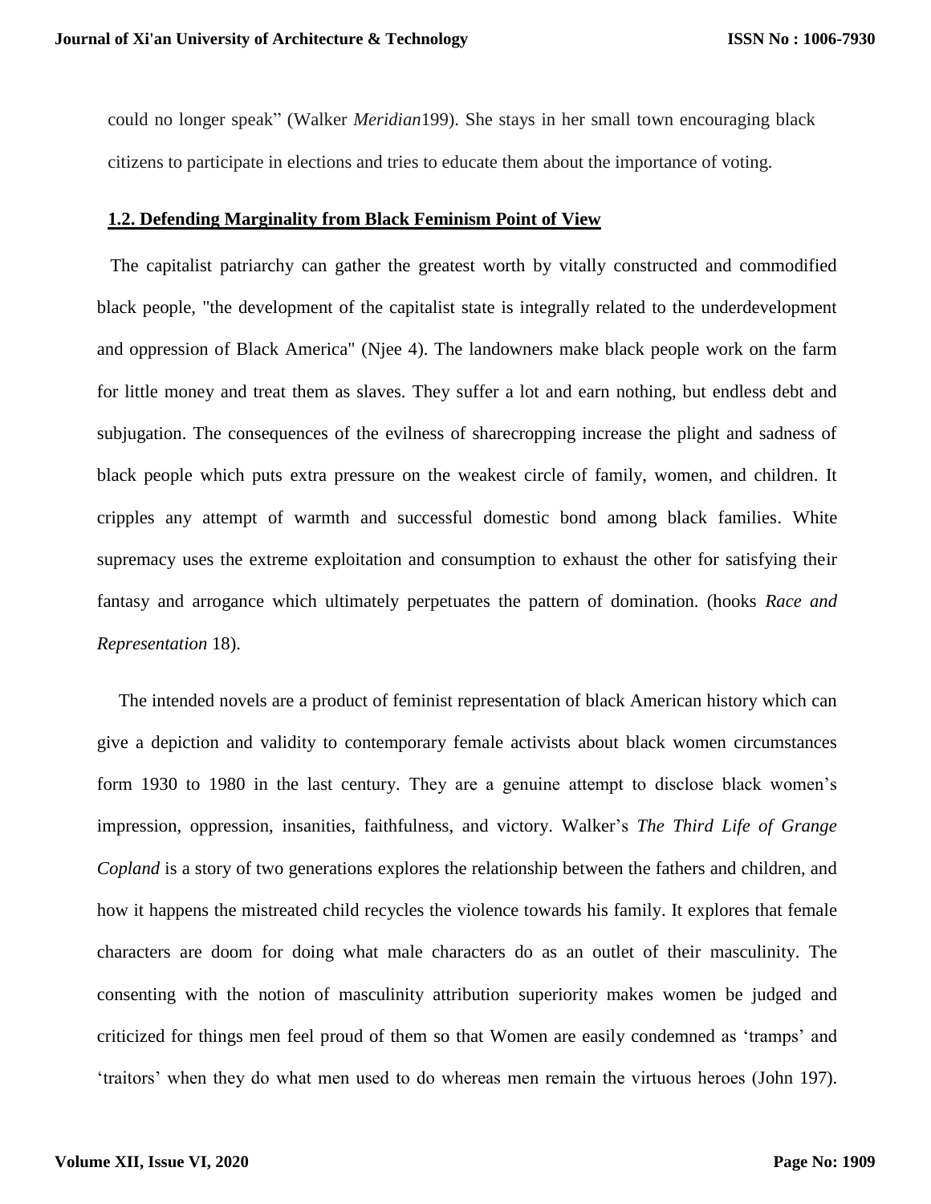could no longer speak" (Walker *Meridian*199). She stays in her small town encouraging black citizens to participate in elections and tries to educate them about the importance of voting.

## **1.2. Defending Marginality from Black Feminism Point of View**

The capitalist patriarchy can gather the greatest worth by vitally constructed and commodified black people, "the development of the capitalist state is integrally related to the underdevelopment and oppression of Black America" (Njee 4). The landowners make black people work on the farm for little money and treat them as slaves. They suffer a lot and earn nothing, but endless debt and subjugation. The consequences of the evilness of sharecropping increase the plight and sadness of black people which puts extra pressure on the weakest circle of family, women, and children. It cripples any attempt of warmth and successful domestic bond among black families. White supremacy uses the extreme exploitation and consumption to exhaust the other for satisfying their fantasy and arrogance which ultimately perpetuates the pattern of domination. (hooks *Race and Representation* 18).

The intended novels are a product of feminist representation of black American history which can give a depiction and validity to contemporary female activists about black women circumstances form 1930 to 1980 in the last century. They are a genuine attempt to disclose black women's impression, oppression, insanities, faithfulness, and victory. Walker's *The Third Life of Grange Copland* is a story of two generations explores the relationship between the fathers and children, and how it happens the mistreated child recycles the violence towards his family. It explores that female characters are doom for doing what male characters do as an outlet of their masculinity. The consenting with the notion of masculinity attribution superiority makes women be judged and criticized for things men feel proud of them so that Women are easily condemned as 'tramps' and 'traitors' when they do what men used to do whereas men remain the virtuous heroes (John 197).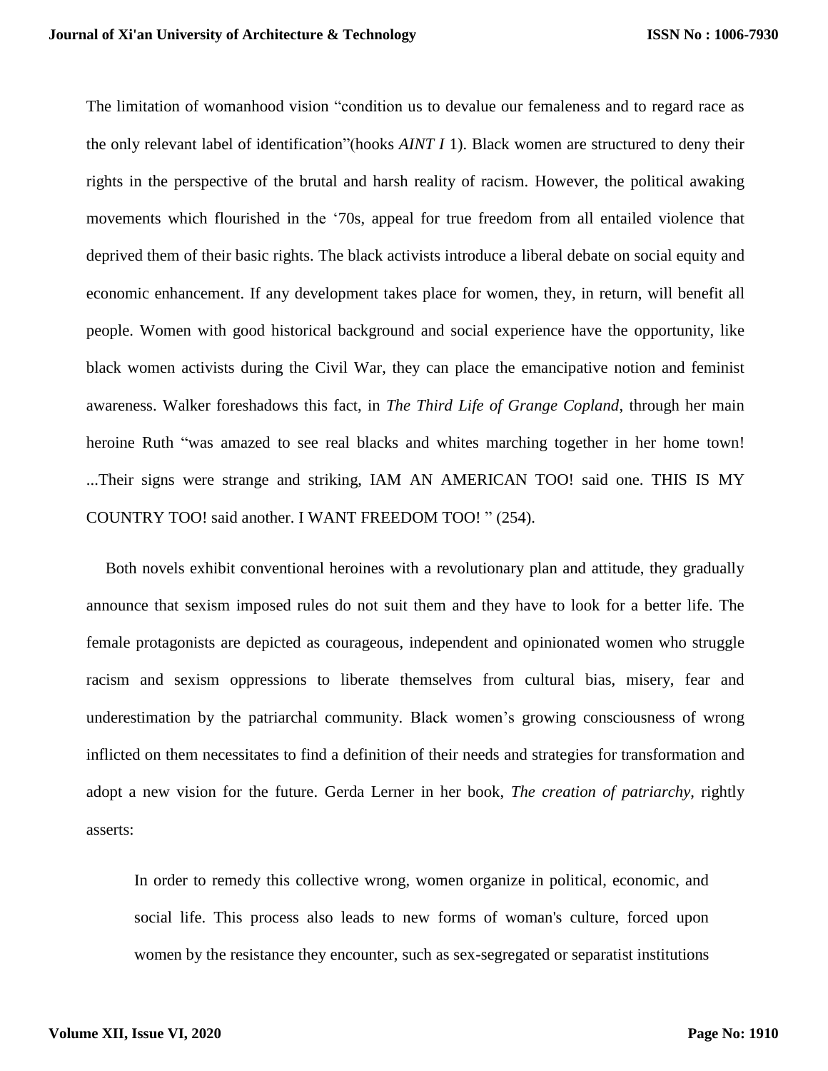The limitation of womanhood vision “condition us to devalue our femaleness and to regard race as the only relevant label of identification”(hooks *AINT I* 1). Black women are structured to deny their rights in the perspective of the brutal and harsh reality of racism. However, the political awaking movements which flourished in the ‘70s, appeal for true freedom from all entailed violence that deprived them of their basic rights. The black activists introduce a liberal debate on social equity and economic enhancement. If any development takes place for women, they, in return, will benefit all people. Women with good historical background and social experience have the opportunity, like black women activists during the Civil War, they can place the emancipative notion and feminist awareness. Walker foreshadows this fact, in *The Third Life of Grange Copland*, through her main heroine Ruth “was amazed to see real blacks and whites marching together in her home town! ...Their signs were strange and striking, IAM AN AMERICAN TOO! said one. THIS IS MY COUNTRY TOO! said another. I WANT FREEDOM TOO! ” (254).

Both novels exhibit conventional heroines with a revolutionary plan and attitude, they gradually announce that sexism imposed rules do not suit them and they have to look for a better life. The female protagonists are depicted as courageous, independent and opinionated women who struggle racism and sexism oppressions to liberate themselves from cultural bias, misery, fear and underestimation by the patriarchal community. Black women’s growing consciousness of wrong inflicted on them necessitates to find a definition of their needs and strategies for transformation and adopt a new vision for the future. Gerda Lerner in her book, *The creation of patriarchy*, rightly asserts:

> In order to remedy this collective wrong, women organize in political, economic, and social life. This process also leads to new forms of woman's culture, forced upon women by the resistance they encounter, such as sex-segregated or separatist institutions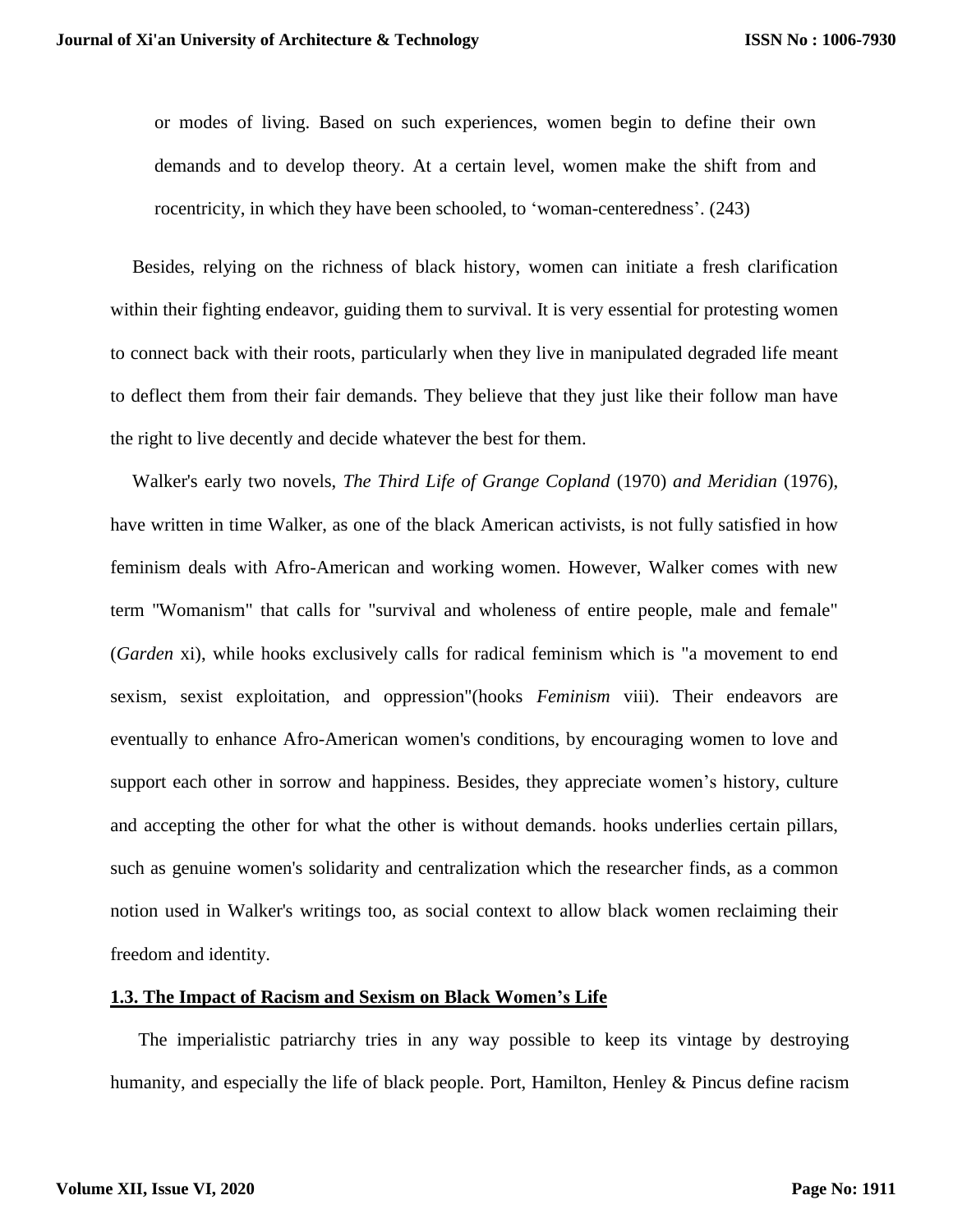> or modes of living. Based on such experiences, women begin to define their own demands and to develop theory. At a certain level, women make the shift from and rocentricity, in which they have been schooled, to 'woman-centeredness'. (243)

Besides, relying on the richness of black history, women can initiate a fresh clarification within their fighting endeavor, guiding them to survival. It is very essential for protesting women to connect back with their roots, particularly when they live in manipulated degraded life meant to deflect them from their fair demands. They believe that they just like their follow man have the right to live decently and decide whatever the best for them.

Walker's early two novels, *The Third Life of Grange Copland* (1970) *and Meridian* (1976), have written in time Walker, as one of the black American activists, is not fully satisfied in how feminism deals with Afro-American and working women. However, Walker comes with new term "Womanism" that calls for "survival and wholeness of entire people, male and female" (*Garden* xi), while hooks exclusively calls for radical feminism which is "a movement to end sexism, sexist exploitation, and oppression"(hooks *Feminism* viii). Their endeavors are eventually to enhance Afro-American women's conditions, by encouraging women to love and support each other in sorrow and happiness. Besides, they appreciate women's history, culture and accepting the other for what the other is without demands. hooks underlies certain pillars, such as genuine women's solidarity and centralization which the researcher finds, as a common notion used in Walker's writings too, as social context to allow black women reclaiming their freedom and identity.

### 1.3. The Impact of Racism and Sexism on Black Women's Life

The imperialistic patriarchy tries in any way possible to keep its vintage by destroying humanity, and especially the life of black people. Port, Hamilton, Henley & Pincus define racism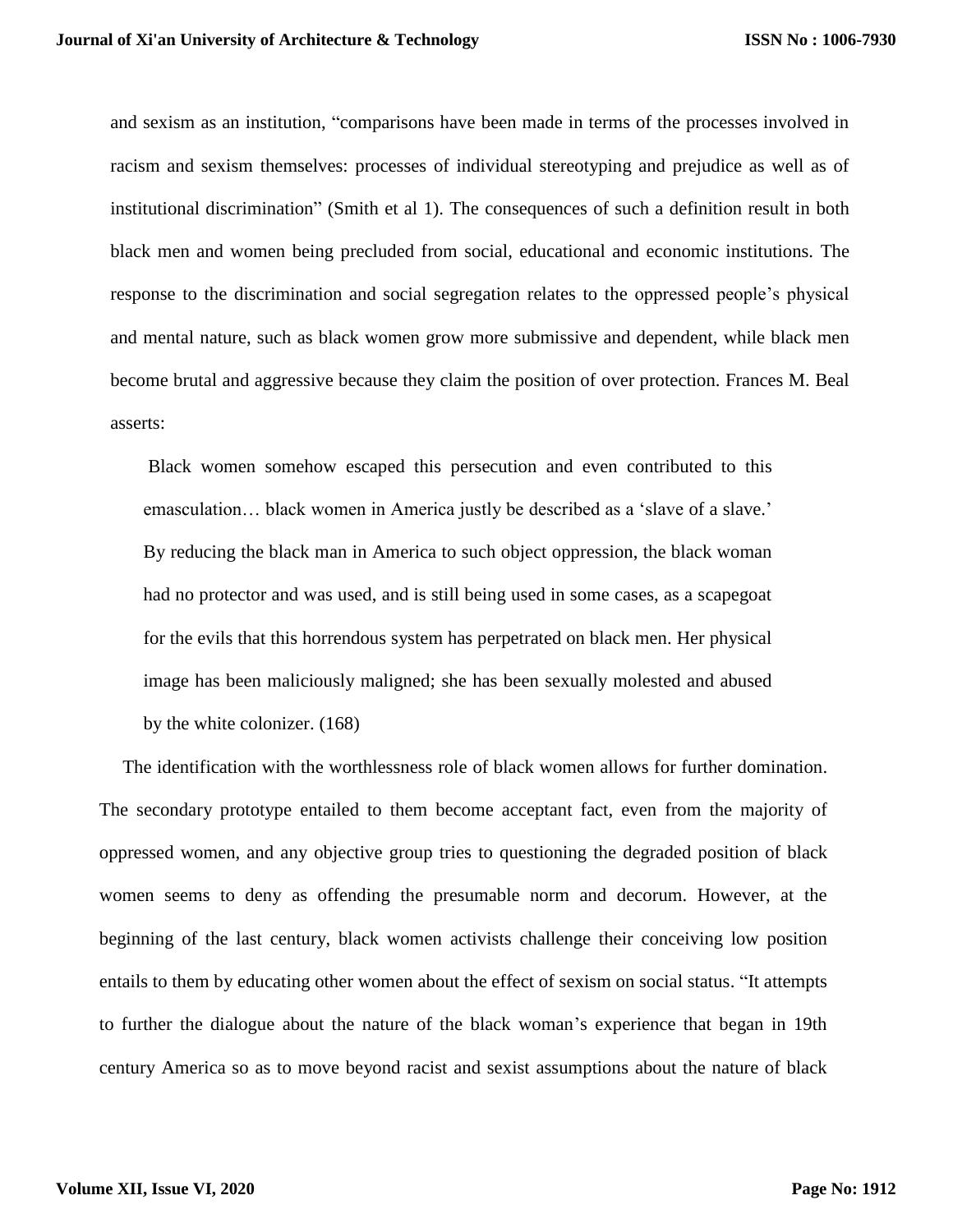and sexism as an institution, "comparisons have been made in terms of the processes involved in racism and sexism themselves: processes of individual stereotyping and prejudice as well as of institutional discrimination" (Smith et al 1). The consequences of such a definition result in both black men and women being precluded from social, educational and economic institutions. The response to the discrimination and social segregation relates to the oppressed people's physical and mental nature, such as black women grow more submissive and dependent, while black men become brutal and aggressive because they claim the position of over protection. Frances M. Beal asserts:

> Black women somehow escaped this persecution and even contributed to this emasculation… black women in America justly be described as a 'slave of a slave.' By reducing the black man in America to such object oppression, the black woman had no protector and was used, and is still being used in some cases, as a scapegoat for the evils that this horrendous system has perpetrated on black men. Her physical image has been maliciously maligned; she has been sexually molested and abused by the white colonizer. (168)

The identification with the worthlessness role of black women allows for further domination. The secondary prototype entailed to them become acceptant fact, even from the majority of oppressed women, and any objective group tries to questioning the degraded position of black women seems to deny as offending the presumable norm and decorum. However, at the beginning of the last century, black women activists challenge their conceiving low position entails to them by educating other women about the effect of sexism on social status. "It attempts to further the dialogue about the nature of the black woman's experience that began in 19th century America so as to move beyond racist and sexist assumptions about the nature of black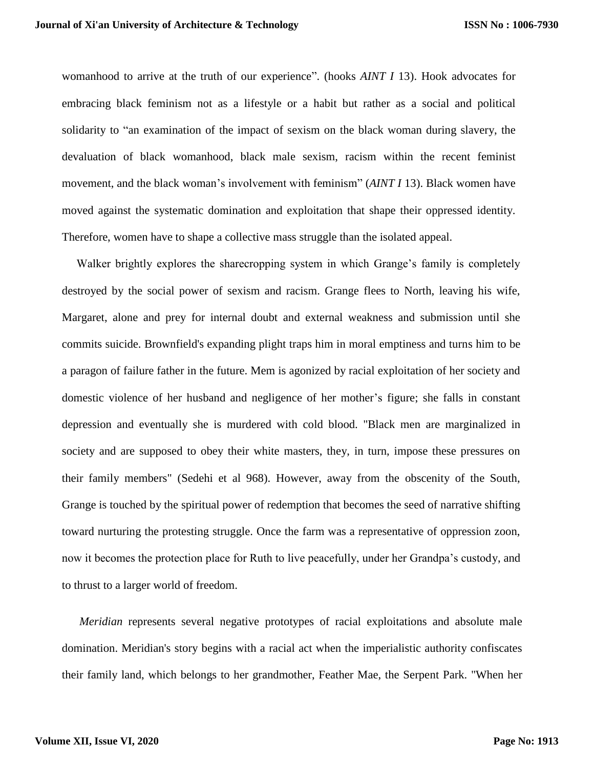womanhood to arrive at the truth of our experience". (hooks *AINT I* 13). Hook advocates for embracing black feminism not as a lifestyle or a habit but rather as a social and political solidarity to "an examination of the impact of sexism on the black woman during slavery, the devaluation of black womanhood, black male sexism, racism within the recent feminist movement, and the black woman's involvement with feminism" (*AINT I* 13). Black women have moved against the systematic domination and exploitation that shape their oppressed identity. Therefore, women have to shape a collective mass struggle than the isolated appeal.

Walker brightly explores the sharecropping system in which Grange's family is completely destroyed by the social power of sexism and racism. Grange flees to North, leaving his wife, Margaret, alone and prey for internal doubt and external weakness and submission until she commits suicide. Brownfield's expanding plight traps him in moral emptiness and turns him to be a paragon of failure father in the future. Mem is agonized by racial exploitation of her society and domestic violence of her husband and negligence of her mother's figure; she falls in constant depression and eventually she is murdered with cold blood. "Black men are marginalized in society and are supposed to obey their white masters, they, in turn, impose these pressures on their family members" (Sedehi et al 968). However, away from the obscenity of the South, Grange is touched by the spiritual power of redemption that becomes the seed of narrative shifting toward nurturing the protesting struggle. Once the farm was a representative of oppression zoon, now it becomes the protection place for Ruth to live peacefully, under her Grandpa's custody, and to thrust to a larger world of freedom.

*Meridian* represents several negative prototypes of racial exploitations and absolute male domination. Meridian's story begins with a racial act when the imperialistic authority confiscates their family land, which belongs to her grandmother, Feather Mae, the Serpent Park. "When her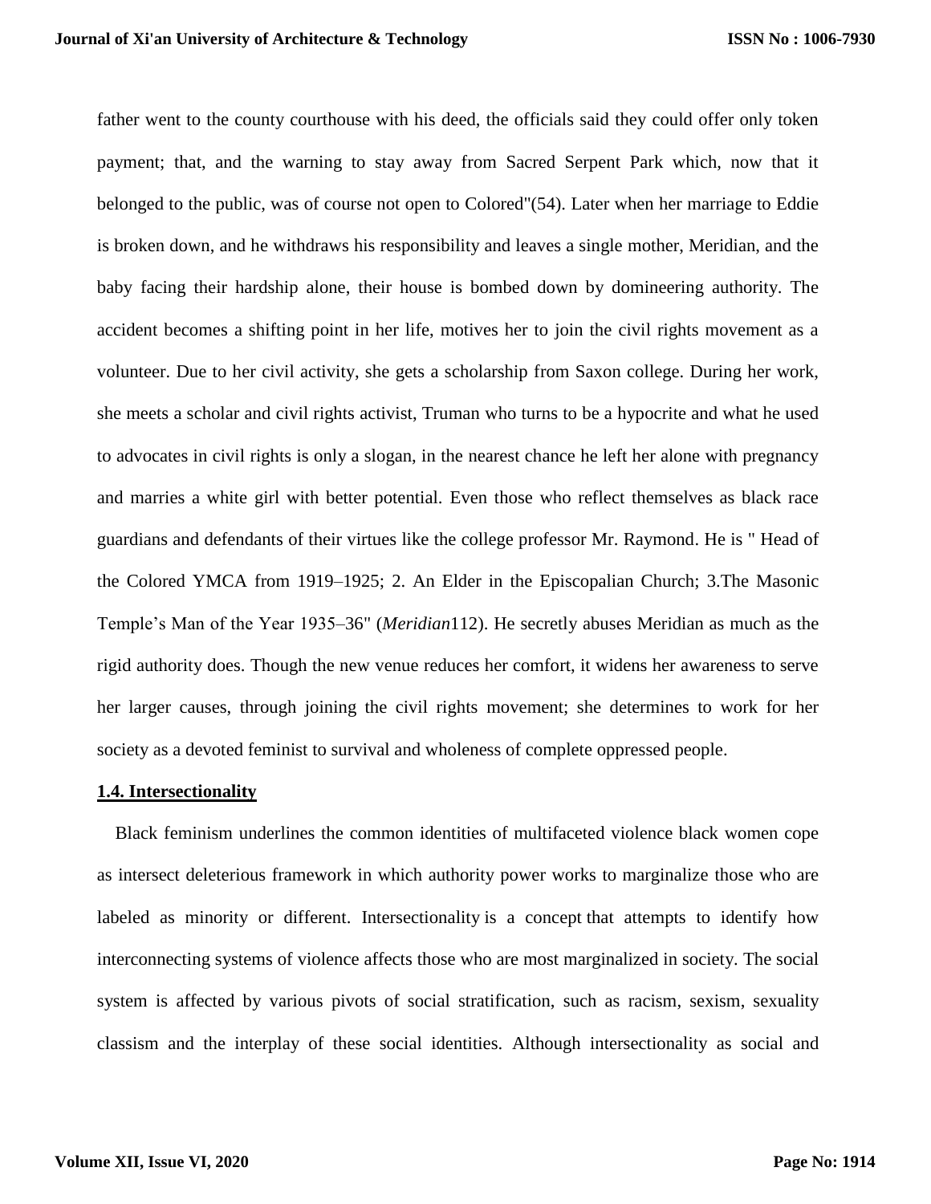father went to the county courthouse with his deed, the officials said they could offer only token payment; that, and the warning to stay away from Sacred Serpent Park which, now that it belonged to the public, was of course not open to Colored"(54). Later when her marriage to Eddie is broken down, and he withdraws his responsibility and leaves a single mother, Meridian, and the baby facing their hardship alone, their house is bombed down by domineering authority. The accident becomes a shifting point in her life, motives her to join the civil rights movement as a volunteer. Due to her civil activity, she gets a scholarship from Saxon college. During her work, she meets a scholar and civil rights activist, Truman who turns to be a hypocrite and what he used to advocates in civil rights is only a slogan, in the nearest chance he left her alone with pregnancy and marries a white girl with better potential. Even those who reflect themselves as black race guardians and defendants of their virtues like the college professor Mr. Raymond. He is " Head of the Colored YMCA from 1919–1925; 2. An Elder in the Episcopalian Church; 3.The Masonic Temple's Man of the Year 1935–36" (*Meridian*112). He secretly abuses Meridian as much as the rigid authority does. Though the new venue reduces her comfort, it widens her awareness to serve her larger causes, through joining the civil rights movement; she determines to work for her society as a devoted feminist to survival and wholeness of complete oppressed people.

### 1.4. Intersectionality

Black feminism underlines the common identities of multifaceted violence black women cope as intersect deleterious framework in which authority power works to marginalize those who are labeled as minority or different. Intersectionality is a concept that attempts to identify how interconnecting systems of violence affects those who are most marginalized in society. The social system is affected by various pivots of social stratification, such as racism, sexism, sexuality classism and the interplay of these social identities. Although intersectionality as social and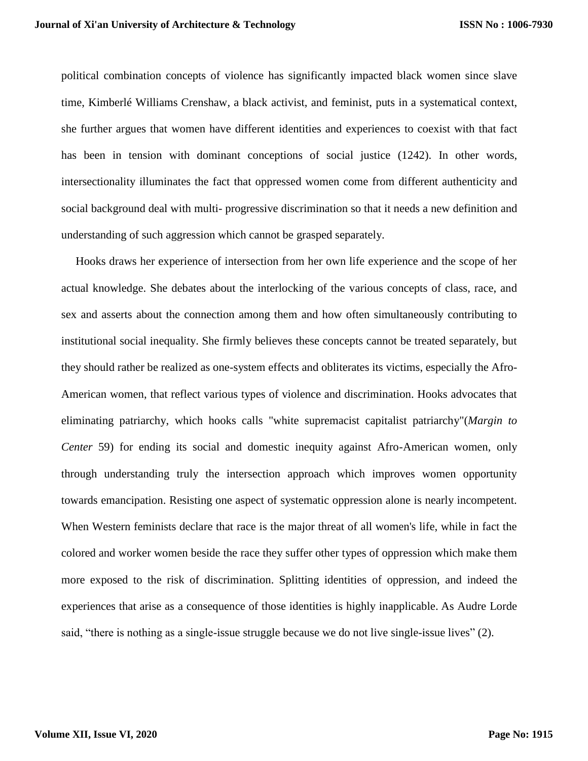political combination concepts of violence has significantly impacted black women since slave time, Kimberlé Williams Crenshaw, a black activist, and feminist, puts in a systematical context, she further argues that women have different identities and experiences to coexist with that fact has been in tension with dominant conceptions of social justice (1242). In other words, intersectionality illuminates the fact that oppressed women come from different authenticity and social background deal with multi- progressive discrimination so that it needs a new definition and understanding of such aggression which cannot be grasped separately.

Hooks draws her experience of intersection from her own life experience and the scope of her actual knowledge. She debates about the interlocking of the various concepts of class, race, and sex and asserts about the connection among them and how often simultaneously contributing to institutional social inequality. She firmly believes these concepts cannot be treated separately, but they should rather be realized as one-system effects and obliterates its victims, especially the Afro-American women, that reflect various types of violence and discrimination. Hooks advocates that eliminating patriarchy, which hooks calls "white supremacist capitalist patriarchy"(*Margin to Center* 59) for ending its social and domestic inequity against Afro-American women, only through understanding truly the intersection approach which improves women opportunity towards emancipation. Resisting one aspect of systematic oppression alone is nearly incompetent. When Western feminists declare that race is the major threat of all women's life, while in fact the colored and worker women beside the race they suffer other types of oppression which make them more exposed to the risk of discrimination. Splitting identities of oppression, and indeed the experiences that arise as a consequence of those identities is highly inapplicable. As Audre Lorde said, "there is nothing as a single-issue struggle because we do not live single-issue lives" (2).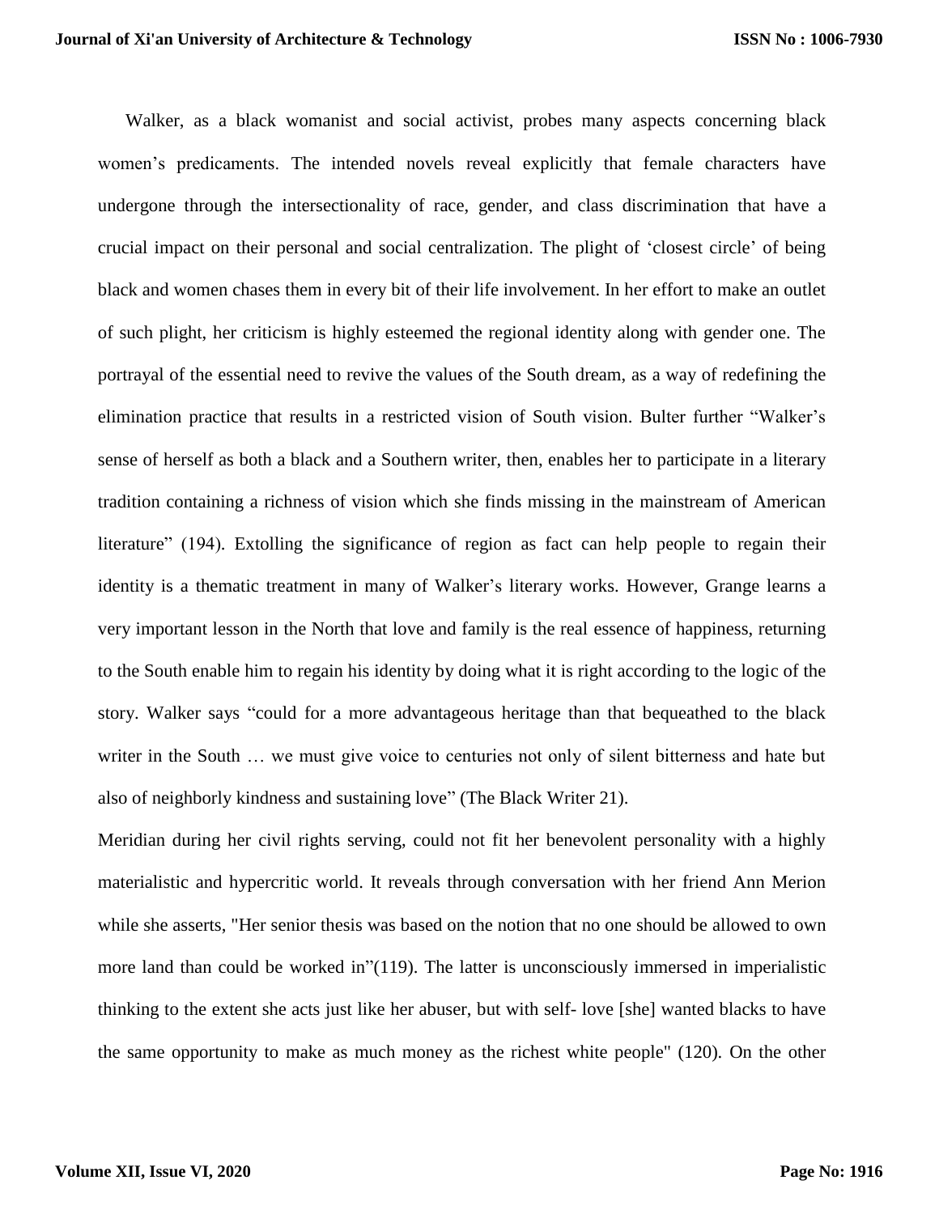Walker, as a black womanist and social activist, probes many aspects concerning black women's predicaments. The intended novels reveal explicitly that female characters have undergone through the intersectionality of race, gender, and class discrimination that have a crucial impact on their personal and social centralization. The plight of 'closest circle' of being black and women chases them in every bit of their life involvement. In her effort to make an outlet of such plight, her criticism is highly esteemed the regional identity along with gender one. The portrayal of the essential need to revive the values of the South dream, as a way of redefining the elimination practice that results in a restricted vision of South vision. Bulter further "Walker's sense of herself as both a black and a Southern writer, then, enables her to participate in a literary tradition containing a richness of vision which she finds missing in the mainstream of American literature" (194). Extolling the significance of region as fact can help people to regain their identity is a thematic treatment in many of Walker's literary works. However, Grange learns a very important lesson in the North that love and family is the real essence of happiness, returning to the South enable him to regain his identity by doing what it is right according to the logic of the story. Walker says "could for a more advantageous heritage than that bequeathed to the black writer in the South … we must give voice to centuries not only of silent bitterness and hate but also of neighborly kindness and sustaining love" (The Black Writer 21).

Meridian during her civil rights serving, could not fit her benevolent personality with a highly materialistic and hypercritic world. It reveals through conversation with her friend Ann Merion while she asserts, "Her senior thesis was based on the notion that no one should be allowed to own more land than could be worked in"(119). The latter is unconsciously immersed in imperialistic thinking to the extent she acts just like her abuser, but with self- love [she] wanted blacks to have the same opportunity to make as much money as the richest white people" (120). On the other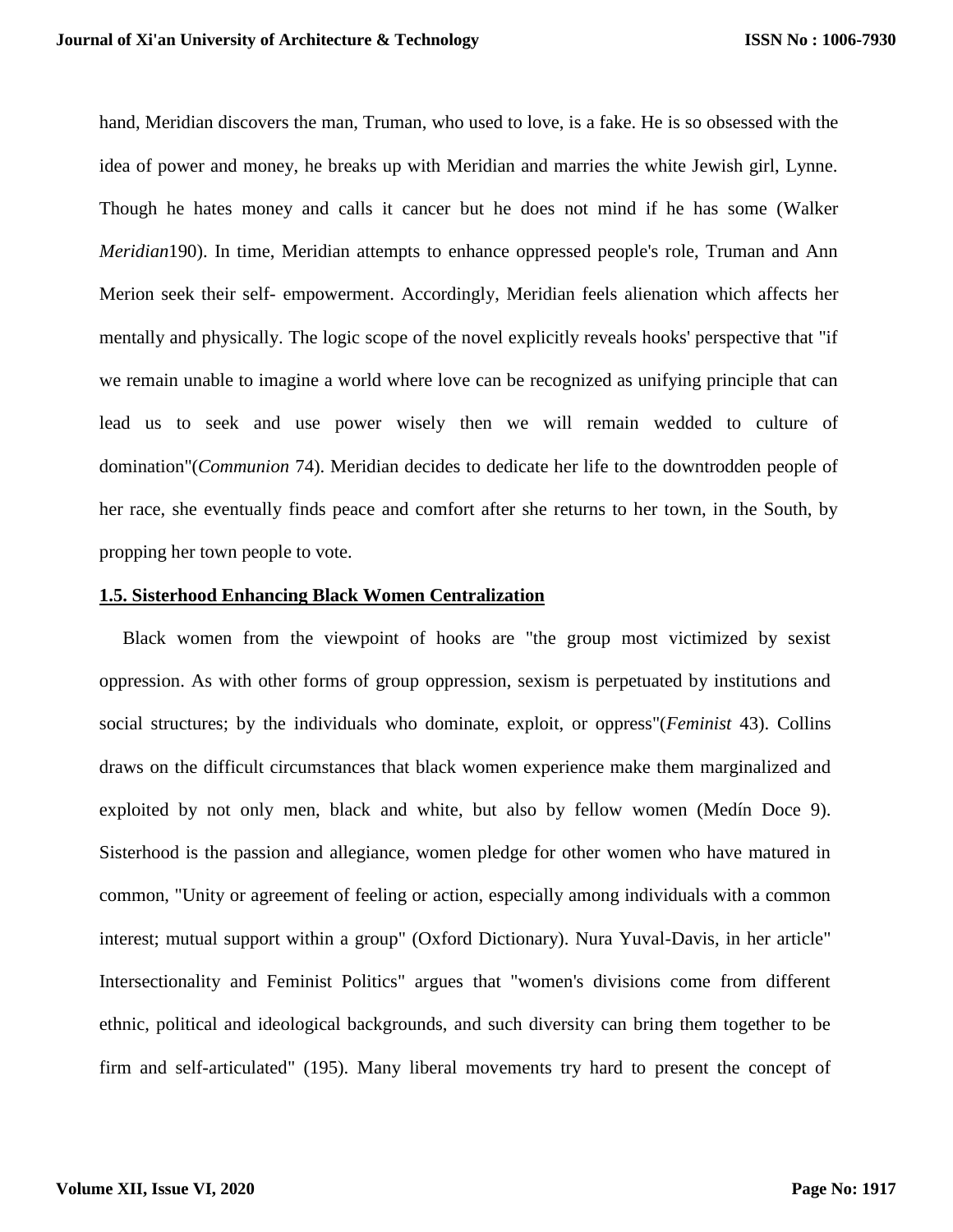hand, Meridian discovers the man, Truman, who used to love, is a fake. He is so obsessed with the idea of power and money, he breaks up with Meridian and marries the white Jewish girl, Lynne. Though he hates money and calls it cancer but he does not mind if he has some (Walker *Meridian*190). In time, Meridian attempts to enhance oppressed people's role, Truman and Ann Merion seek their self- empowerment. Accordingly, Meridian feels alienation which affects her mentally and physically. The logic scope of the novel explicitly reveals hooks' perspective that "if we remain unable to imagine a world where love can be recognized as unifying principle that can lead us to seek and use power wisely then we will remain wedded to culture of domination"(*Communion* 74). Meridian decides to dedicate her life to the downtrodden people of her race, she eventually finds peace and comfort after she returns to her town, in the South, by propping her town people to vote.

### 1.5. Sisterhood Enhancing Black Women Centralization

Black women from the viewpoint of hooks are "the group most victimized by sexist oppression. As with other forms of group oppression, sexism is perpetuated by institutions and social structures; by the individuals who dominate, exploit, or oppress"(*Feminist* 43). Collins draws on the difficult circumstances that black women experience make them marginalized and exploited by not only men, black and white, but also by fellow women (Medín Doce 9). Sisterhood is the passion and allegiance, women pledge for other women who have matured in common, "Unity or agreement of feeling or action, especially among individuals with a common interest; mutual support within a group" (Oxford Dictionary). Nura Yuval-Davis, in her article" Intersectionality and Feminist Politics" argues that "women's divisions come from different ethnic, political and ideological backgrounds, and such diversity can bring them together to be firm and self-articulated" (195). Many liberal movements try hard to present the concept of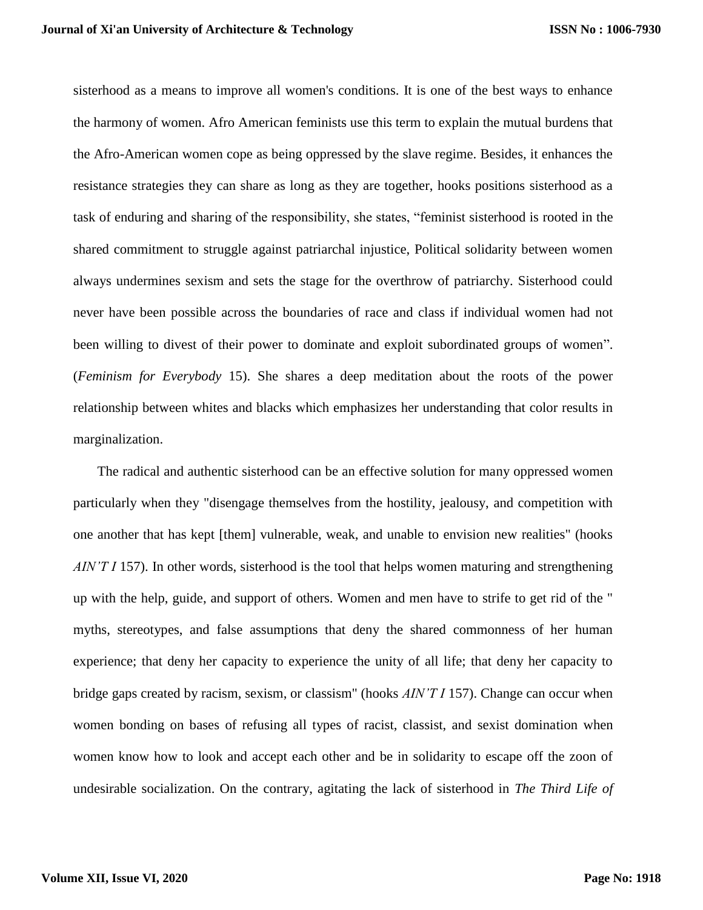sisterhood as a means to improve all women's conditions. It is one of the best ways to enhance the harmony of women. Afro American feminists use this term to explain the mutual burdens that the Afro-American women cope as being oppressed by the slave regime. Besides, it enhances the resistance strategies they can share as long as they are together, hooks positions sisterhood as a task of enduring and sharing of the responsibility, she states, "feminist sisterhood is rooted in the shared commitment to struggle against patriarchal injustice, Political solidarity between women always undermines sexism and sets the stage for the overthrow of patriarchy. Sisterhood could never have been possible across the boundaries of race and class if individual women had not been willing to divest of their power to dominate and exploit subordinated groups of women". (*Feminism for Everybody* 15). She shares a deep meditation about the roots of the power relationship between whites and blacks which emphasizes her understanding that color results in marginalization.

The radical and authentic sisterhood can be an effective solution for many oppressed women particularly when they "disengage themselves from the hostility, jealousy, and competition with one another that has kept [them] vulnerable, weak, and unable to envision new realities" (hooks *AIN'T I* 157). In other words, sisterhood is the tool that helps women maturing and strengthening up with the help, guide, and support of others. Women and men have to strife to get rid of the " myths, stereotypes, and false assumptions that deny the shared commonness of her human experience; that deny her capacity to experience the unity of all life; that deny her capacity to bridge gaps created by racism, sexism, or classism" (hooks *AIN'T I* 157). Change can occur when women bonding on bases of refusing all types of racist, classist, and sexist domination when women know how to look and accept each other and be in solidarity to escape off the zoon of undesirable socialization. On the contrary, agitating the lack of sisterhood in *The Third Life of*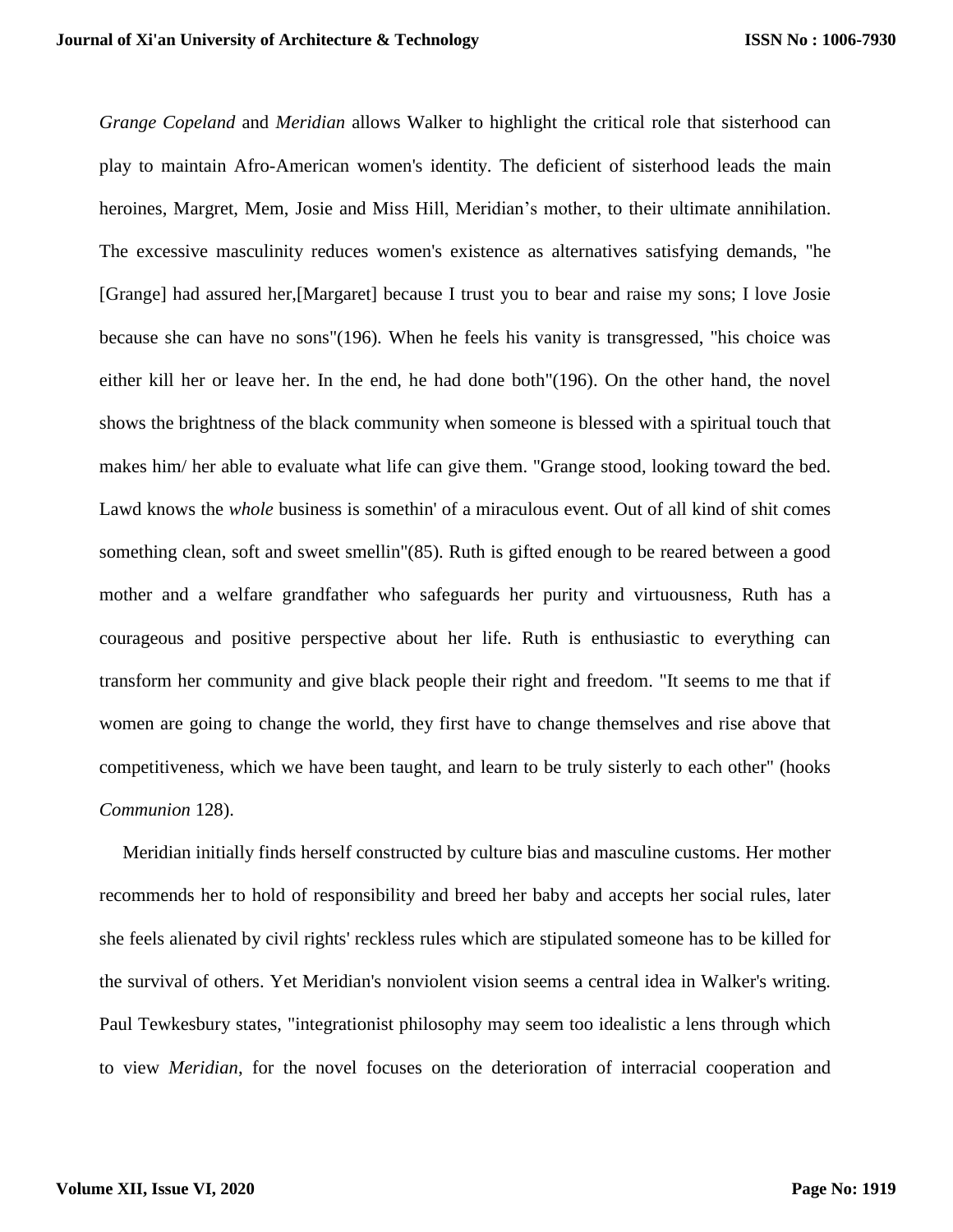*Grange Copeland* and *Meridian* allows Walker to highlight the critical role that sisterhood can play to maintain Afro-American women's identity. The deficient of sisterhood leads the main heroines, Margret, Mem, Josie and Miss Hill, Meridian's mother, to their ultimate annihilation. The excessive masculinity reduces women's existence as alternatives satisfying demands, "he [Grange] had assured her,[Margaret] because I trust you to bear and raise my sons; I love Josie because she can have no sons"(196). When he feels his vanity is transgressed, "his choice was either kill her or leave her. In the end, he had done both"(196). On the other hand, the novel shows the brightness of the black community when someone is blessed with a spiritual touch that makes him/ her able to evaluate what life can give them. "Grange stood, looking toward the bed. Lawd knows the *whole* business is somethin' of a miraculous event. Out of all kind of shit comes something clean, soft and sweet smellin"(85). Ruth is gifted enough to be reared between a good mother and a welfare grandfather who safeguards her purity and virtuousness, Ruth has a courageous and positive perspective about her life. Ruth is enthusiastic to everything can transform her community and give black people their right and freedom. "It seems to me that if women are going to change the world, they first have to change themselves and rise above that competitiveness, which we have been taught, and learn to be truly sisterly to each other" (hooks *Communion* 128).

Meridian initially finds herself constructed by culture bias and masculine customs. Her mother recommends her to hold of responsibility and breed her baby and accepts her social rules, later she feels alienated by civil rights' reckless rules which are stipulated someone has to be killed for the survival of others. Yet Meridian's nonviolent vision seems a central idea in Walker's writing. Paul Tewkesbury states, "integrationist philosophy may seem too idealistic a lens through which to view *Meridian*, for the novel focuses on the deterioration of interracial cooperation and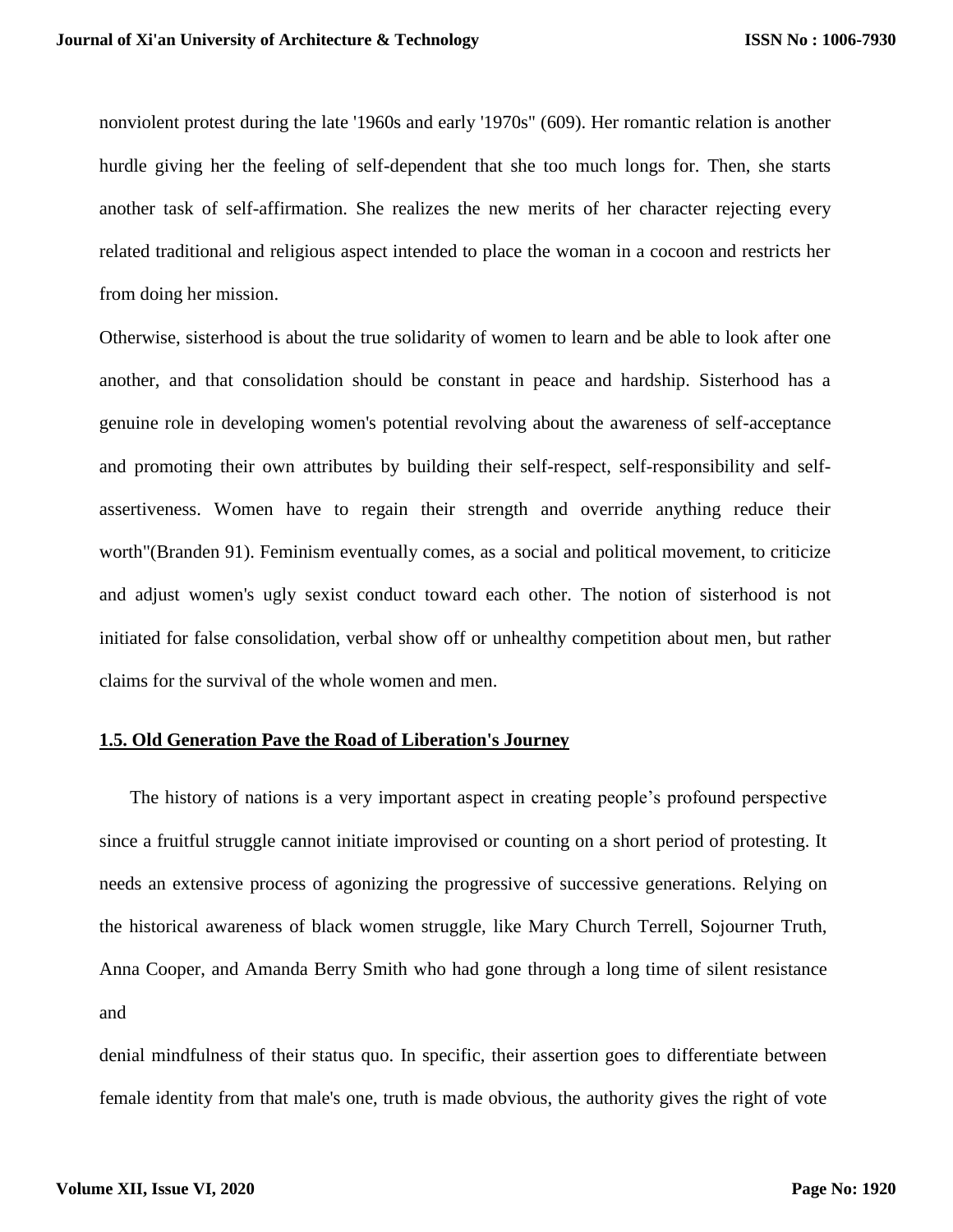nonviolent protest during the late '1960s and early '1970s" (609). Her romantic relation is another hurdle giving her the feeling of self-dependent that she too much longs for. Then, she starts another task of self-affirmation. She realizes the new merits of her character rejecting every related traditional and religious aspect intended to place the woman in a cocoon and restricts her from doing her mission.

Otherwise, sisterhood is about the true solidarity of women to learn and be able to look after one another, and that consolidation should be constant in peace and hardship. Sisterhood has a genuine role in developing women's potential revolving about the awareness of self-acceptance and promoting their own attributes by building their self-respect, self-responsibility and self-assertiveness. Women have to regain their strength and override anything reduce their worth"(Branden 91). Feminism eventually comes, as a social and political movement, to criticize and adjust women's ugly sexist conduct toward each other. The notion of sisterhood is not initiated for false consolidation, verbal show off or unhealthy competition about men, but rather claims for the survival of the whole women and men.

### 1.5. Old Generation Pave the Road of Liberation's Journey

The history of nations is a very important aspect in creating people's profound perspective since a fruitful struggle cannot initiate improvised or counting on a short period of protesting. It needs an extensive process of agonizing the progressive of successive generations. Relying on the historical awareness of black women struggle, like Mary Church Terrell, Sojourner Truth, Anna Cooper, and Amanda Berry Smith who had gone through a long time of silent resistance and

denial mindfulness of their status quo. In specific, their assertion goes to differentiate between female identity from that male's one, truth is made obvious, the authority gives the right of vote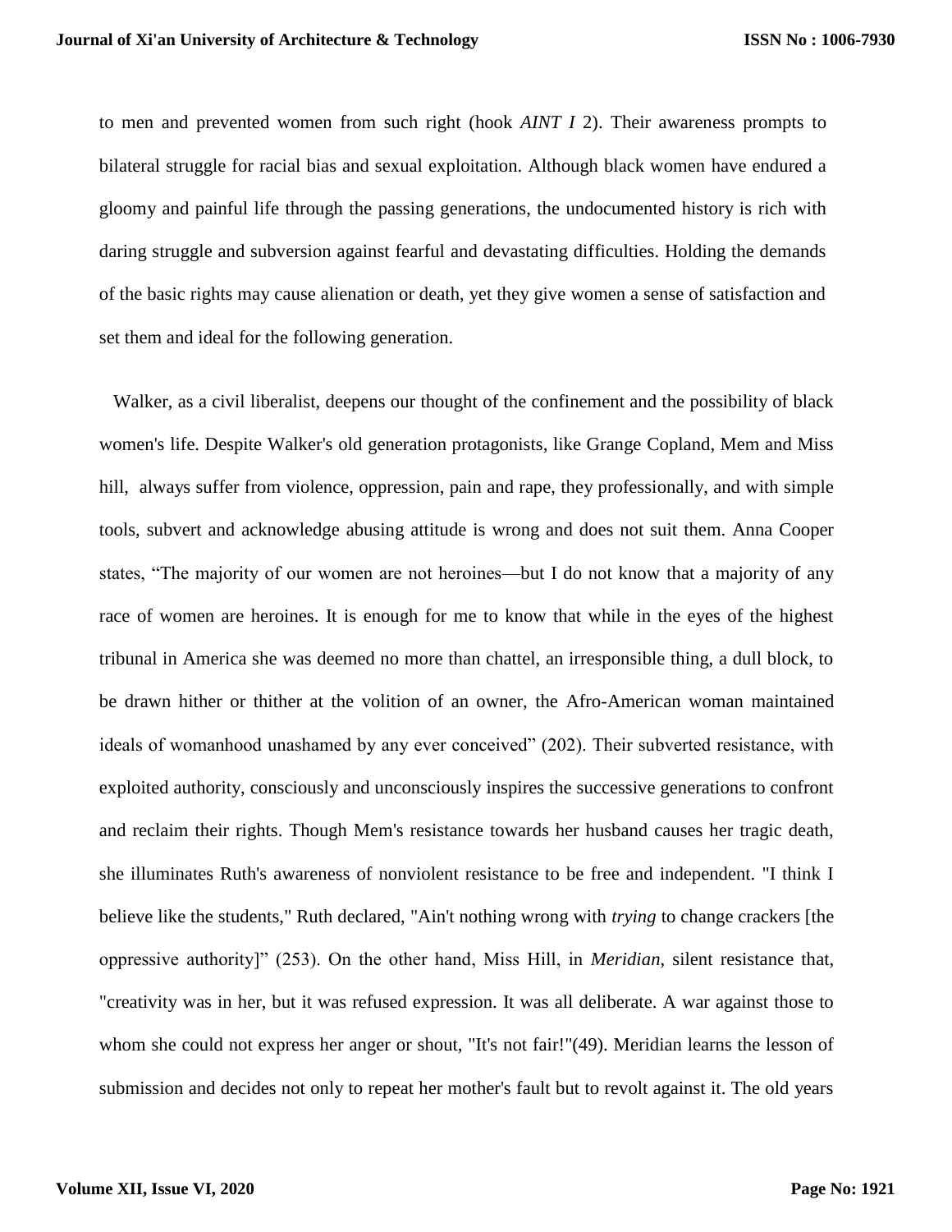to men and prevented women from such right (hook *AINT I* 2). Their awareness prompts to bilateral struggle for racial bias and sexual exploitation. Although black women have endured a gloomy and painful life through the passing generations, the undocumented history is rich with daring struggle and subversion against fearful and devastating difficulties. Holding the demands of the basic rights may cause alienation or death, yet they give women a sense of satisfaction and set them and ideal for the following generation.

Walker, as a civil liberalist, deepens our thought of the confinement and the possibility of black women's life. Despite Walker's old generation protagonists, like Grange Copland, Mem and Miss hill, always suffer from violence, oppression, pain and rape, they professionally, and with simple tools, subvert and acknowledge abusing attitude is wrong and does not suit them. Anna Cooper states, "The majority of our women are not heroines—but I do not know that a majority of any race of women are heroines. It is enough for me to know that while in the eyes of the highest tribunal in America she was deemed no more than chattel, an irresponsible thing, a dull block, to be drawn hither or thither at the volition of an owner, the Afro-American woman maintained ideals of womanhood unashamed by any ever conceived" (202). Their subverted resistance, with exploited authority, consciously and unconsciously inspires the successive generations to confront and reclaim their rights. Though Mem's resistance towards her husband causes her tragic death, she illuminates Ruth's awareness of nonviolent resistance to be free and independent. "I think I believe like the students," Ruth declared, "Ain't nothing wrong with *trying* to change crackers [the oppressive authority]" (253). On the other hand, Miss Hill, in *Meridian*, silent resistance that, "creativity was in her, but it was refused expression. It was all deliberate. A war against those to whom she could not express her anger or shout, "It's not fair!"(49). Meridian learns the lesson of submission and decides not only to repeat her mother's fault but to revolt against it. The old years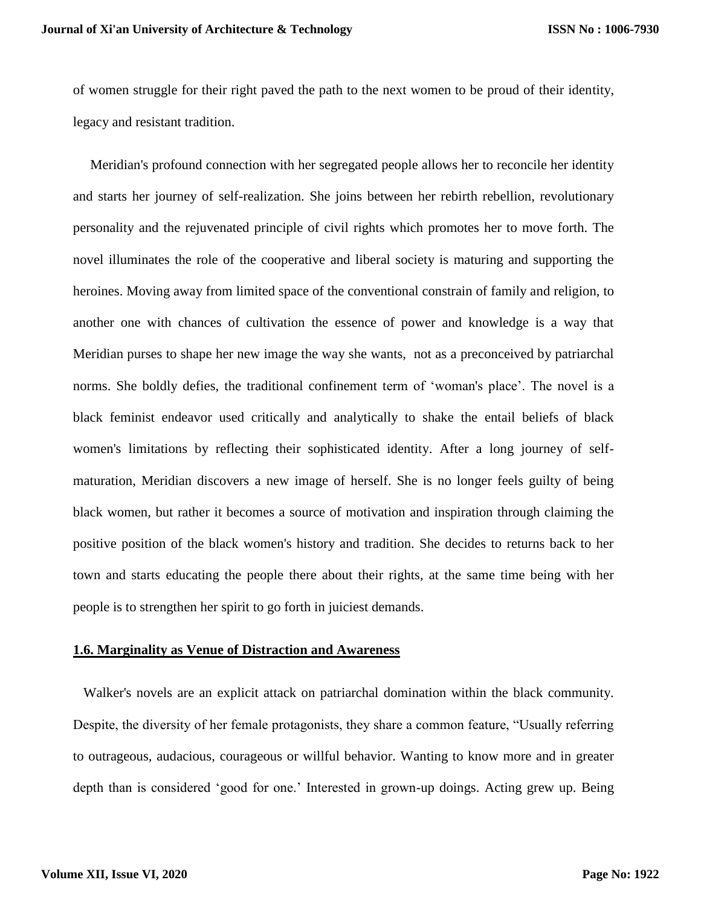of women struggle for their right paved the path to the next women to be proud of their identity, legacy and resistant tradition.

Meridian's profound connection with her segregated people allows her to reconcile her identity and starts her journey of self-realization. She joins between her rebirth rebellion, revolutionary personality and the rejuvenated principle of civil rights which promotes her to move forth. The novel illuminates the role of the cooperative and liberal society is maturing and supporting the heroines. Moving away from limited space of the conventional constrain of family and religion, to another one with chances of cultivation the essence of power and knowledge is a way that Meridian purses to shape her new image the way she wants, not as a preconceived by patriarchal norms. She boldly defies, the traditional confinement term of 'woman's place'. The novel is a black feminist endeavor used critically and analytically to shake the entail beliefs of black women's limitations by reflecting their sophisticated identity. After a long journey of self-maturation, Meridian discovers a new image of herself. She is no longer feels guilty of being black women, but rather it becomes a source of motivation and inspiration through claiming the positive position of the black women's history and tradition. She decides to returns back to her town and starts educating the people there about their rights, at the same time being with her people is to strengthen her spirit to go forth in juiciest demands.

## 1.6. Marginality as Venue of Distraction and Awareness

Walker's novels are an explicit attack on patriarchal domination within the black community. Despite, the diversity of her female protagonists, they share a common feature, "Usually referring to outrageous, audacious, courageous or willful behavior. Wanting to know more and in greater depth than is considered 'good for one.' Interested in grown-up doings. Acting grew up. Being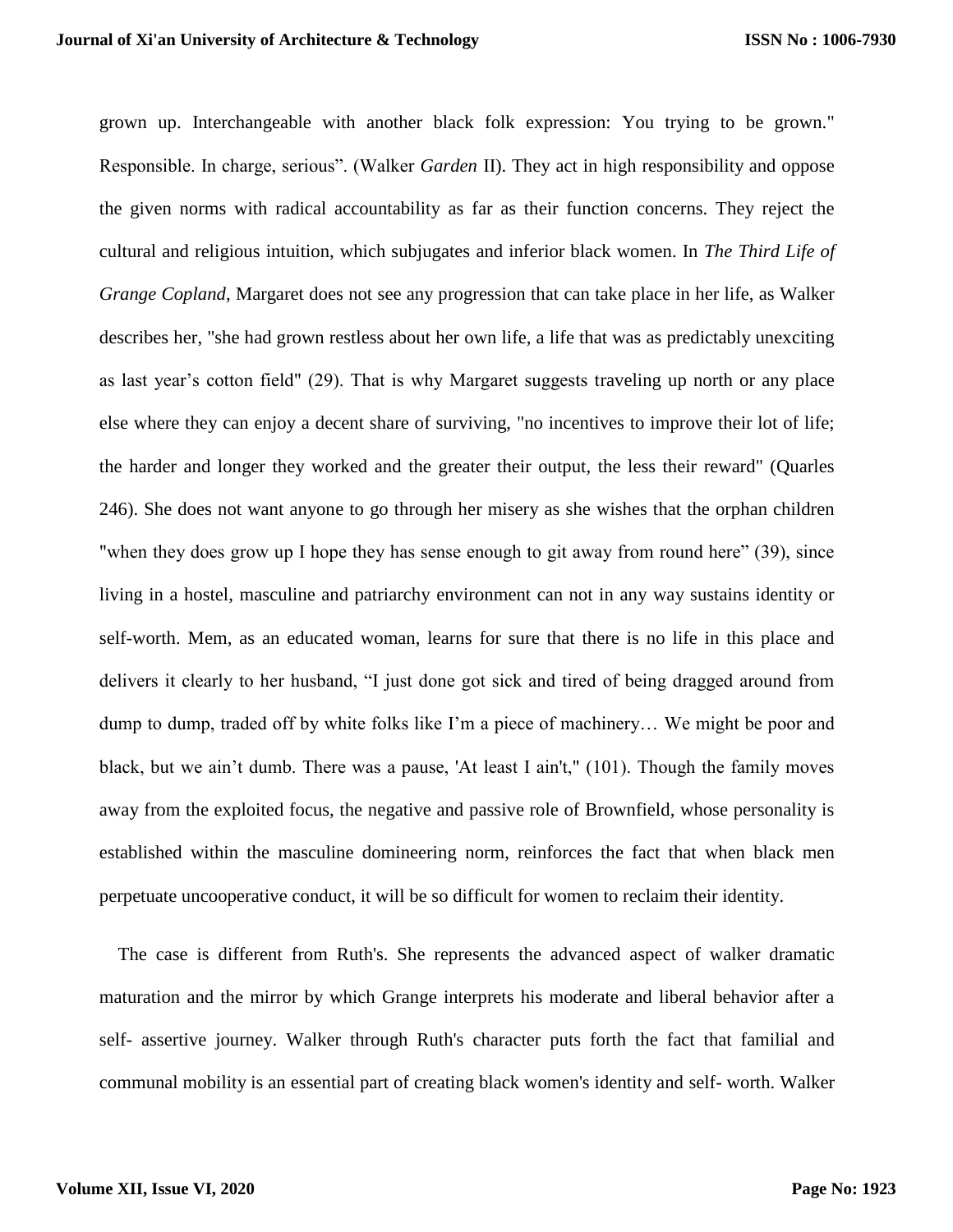grown up. Interchangeable with another black folk expression: You trying to be grown." Responsible. In charge, serious". (Walker *Garden* II). They act in high responsibility and oppose the given norms with radical accountability as far as their function concerns. They reject the cultural and religious intuition, which subjugates and inferior black women. In *The Third Life of Grange Copland*, Margaret does not see any progression that can take place in her life, as Walker describes her, "she had grown restless about her own life, a life that was as predictably unexciting as last year's cotton field" (29). That is why Margaret suggests traveling up north or any place else where they can enjoy a decent share of surviving, "no incentives to improve their lot of life; the harder and longer they worked and the greater their output, the less their reward" (Quarles 246). She does not want anyone to go through her misery as she wishes that the orphan children "when they does grow up I hope they has sense enough to git away from round here" (39), since living in a hostel, masculine and patriarchy environment can not in any way sustains identity or self-worth. Mem, as an educated woman, learns for sure that there is no life in this place and delivers it clearly to her husband, "I just done got sick and tired of being dragged around from dump to dump, traded off by white folks like I'm a piece of machinery… We might be poor and black, but we ain't dumb. There was a pause, 'At least I ain't," (101). Though the family moves away from the exploited focus, the negative and passive role of Brownfield, whose personality is established within the masculine domineering norm, reinforces the fact that when black men perpetuate uncooperative conduct, it will be so difficult for women to reclaim their identity.

The case is different from Ruth's. She represents the advanced aspect of walker dramatic maturation and the mirror by which Grange interprets his moderate and liberal behavior after a self- assertive journey. Walker through Ruth's character puts forth the fact that familial and communal mobility is an essential part of creating black women's identity and self- worth. Walker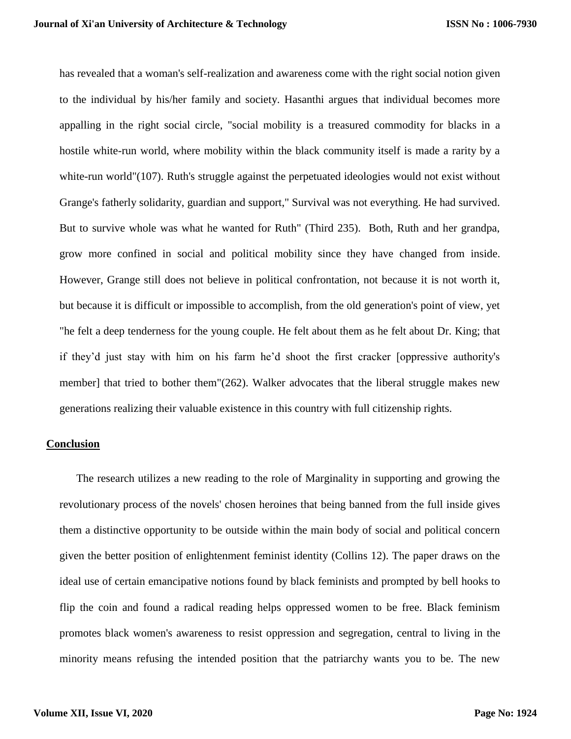has revealed that a woman's self-realization and awareness come with the right social notion given to the individual by his/her family and society. Hasanthi argues that individual becomes more appalling in the right social circle, "social mobility is a treasured commodity for blacks in a hostile white-run world, where mobility within the black community itself is made a rarity by a white-run world"(107). Ruth's struggle against the perpetuated ideologies would not exist without Grange's fatherly solidarity, guardian and support," Survival was not everything. He had survived. But to survive whole was what he wanted for Ruth" (Third 235). Both, Ruth and her grandpa, grow more confined in social and political mobility since they have changed from inside. However, Grange still does not believe in political confrontation, not because it is not worth it, but because it is difficult or impossible to accomplish, from the old generation's point of view, yet "he felt a deep tenderness for the young couple. He felt about them as he felt about Dr. King; that if they'd just stay with him on his farm he'd shoot the first cracker [oppressive authority's member] that tried to bother them"(262). Walker advocates that the liberal struggle makes new generations realizing their valuable existence in this country with full citizenship rights.

## Conclusion

The research utilizes a new reading to the role of Marginality in supporting and growing the revolutionary process of the novels' chosen heroines that being banned from the full inside gives them a distinctive opportunity to be outside within the main body of social and political concern given the better position of enlightenment feminist identity (Collins 12). The paper draws on the ideal use of certain emancipative notions found by black feminists and prompted by bell hooks to flip the coin and found a radical reading helps oppressed women to be free. Black feminism promotes black women's awareness to resist oppression and segregation, central to living in the minority means refusing the intended position that the patriarchy wants you to be. The new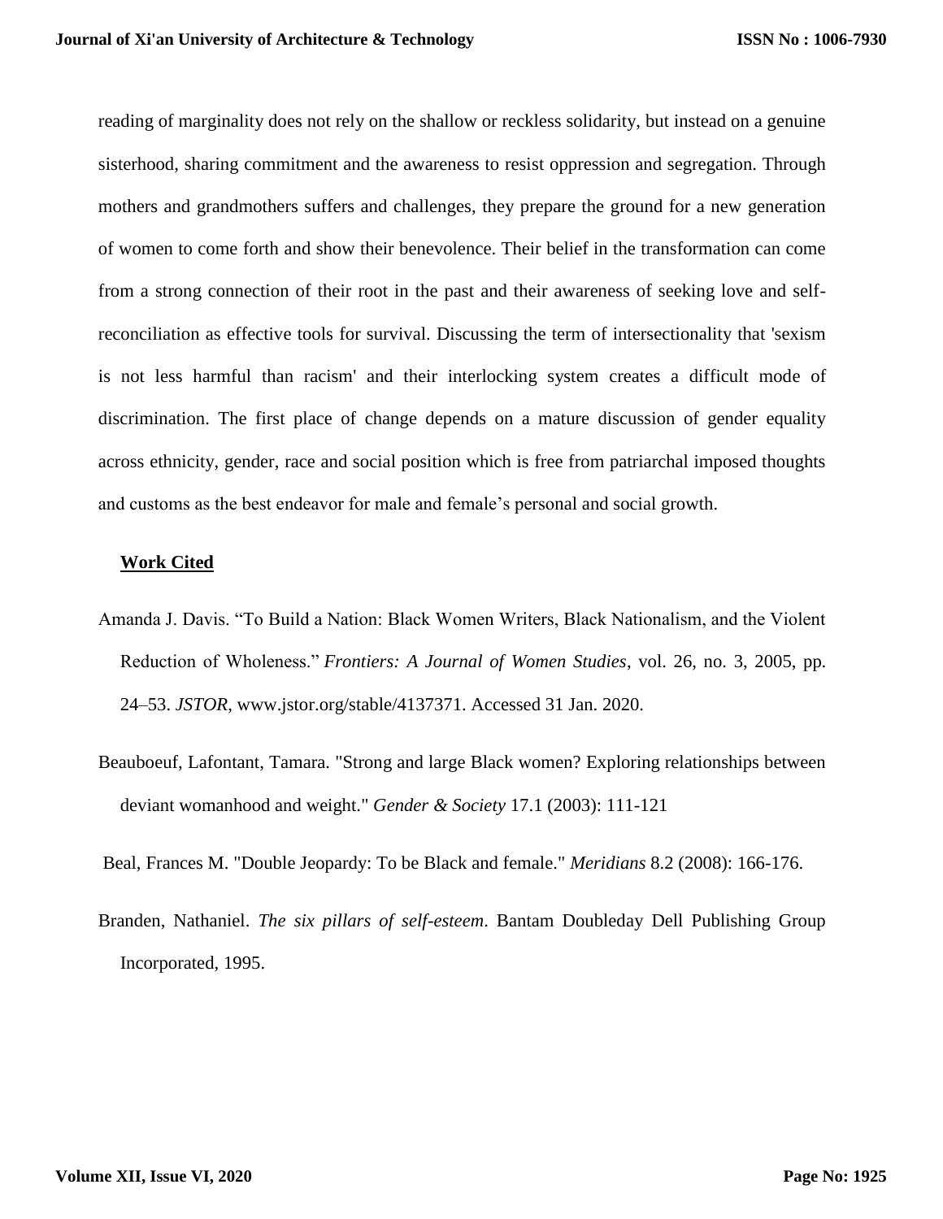reading of marginality does not rely on the shallow or reckless solidarity, but instead on a genuine sisterhood, sharing commitment and the awareness to resist oppression and segregation. Through mothers and grandmothers suffers and challenges, they prepare the ground for a new generation of women to come forth and show their benevolence. Their belief in the transformation can come from a strong connection of their root in the past and their awareness of seeking love and self-reconciliation as effective tools for survival. Discussing the term of intersectionality that 'sexism is not less harmful than racism' and their interlocking system creates a difficult mode of discrimination. The first place of change depends on a mature discussion of gender equality across ethnicity, gender, race and social position which is free from patriarchal imposed thoughts and customs as the best endeavor for male and female's personal and social growth.

**Work Cited**

Amanda J. Davis. "To Build a Nation: Black Women Writers, Black Nationalism, and the Violent Reduction of Wholeness." *Frontiers: A Journal of Women Studies*, vol. 26, no. 3, 2005, pp. 24–53. *JSTOR*, www.jstor.org/stable/4137371. Accessed 31 Jan. 2020.

Beauboeuf, Lafontant, Tamara. "Strong and large Black women? Exploring relationships between deviant womanhood and weight." *Gender & Society* 17.1 (2003): 111-121

Beal, Frances M. "Double Jeopardy: To be Black and female." *Meridians* 8.2 (2008): 166-176.

Branden, Nathaniel. *The six pillars of self-esteem*. Bantam Doubleday Dell Publishing Group Incorporated, 1995.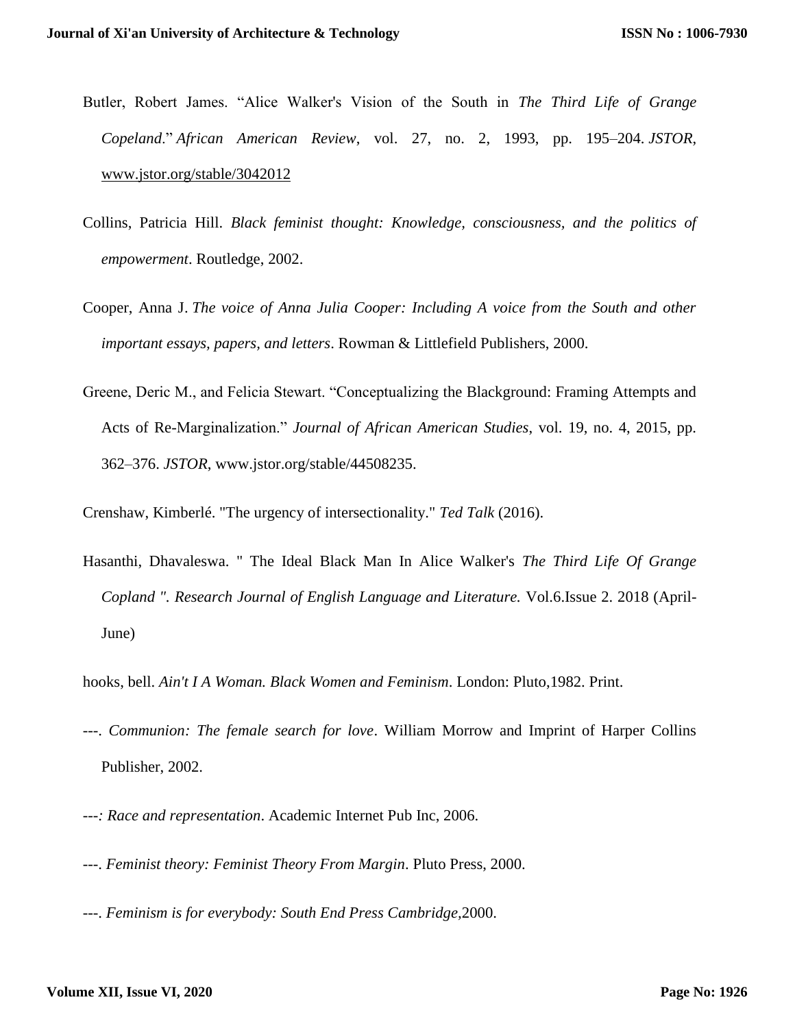Butler, Robert James. "Alice Walker's Vision of the South in *The Third Life of Grange Copeland*." *African American Review*, vol. 27, no. 2, 1993, pp. 195–204. *JSTOR*, www.jstor.org/stable/3042012

Collins, Patricia Hill. *Black feminist thought: Knowledge, consciousness, and the politics of empowerment*. Routledge, 2002.

Cooper, Anna J. *The voice of Anna Julia Cooper: Including A voice from the South and other important essays, papers, and letters*. Rowman & Littlefield Publishers, 2000.

Greene, Deric M., and Felicia Stewart. "Conceptualizing the Blackground: Framing Attempts and Acts of Re-Marginalization." *Journal of African American Studies*, vol. 19, no. 4, 2015, pp. 362–376. *JSTOR*, www.jstor.org/stable/44508235.

Crenshaw, Kimberlé. "The urgency of intersectionality." *Ted Talk* (2016).

Hasanthi, Dhavaleswa. " The Ideal Black Man In Alice Walker's *The Third Life Of Grange Copland ". Research Journal of English Language and Literature.* Vol.6.Issue 2. 2018 (April-June)

hooks, bell. *Ain't I A Woman. Black Women and Feminism*. London: Pluto,1982. Print.

---. *Communion: The female search for love*. William Morrow and Imprint of Harper Collins Publisher, 2002.

---*: Race and representation*. Academic Internet Pub Inc, 2006.

---. *Feminist theory: Feminist Theory From Margin*. Pluto Press, 2000.

---. *Feminism is for everybody: South End Press Cambridge*,2000.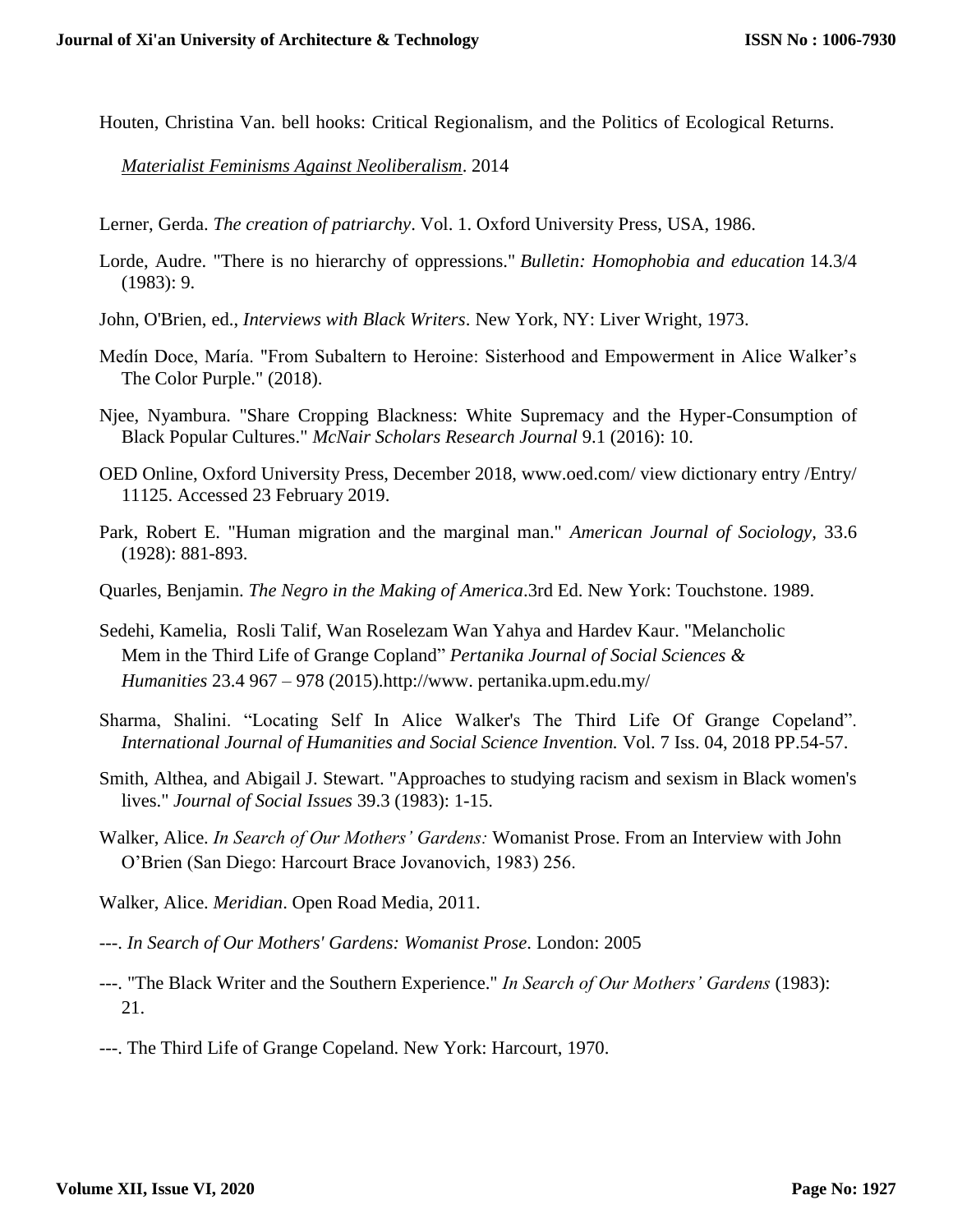Houten, Christina Van. bell hooks: Critical Regionalism, and the Politics of Ecological Returns. *Materialist Feminisms Against Neoliberalism*. 2014

Lerner, Gerda. *The creation of patriarchy*. Vol. 1. Oxford University Press, USA, 1986.

Lorde, Audre. "There is no hierarchy of oppressions." *Bulletin: Homophobia and education* 14.3/4 (1983): 9.

John, O'Brien, ed., *Interviews with Black Writers*. New York, NY: Liver Wright, 1973.

Medín Doce, María. "From Subaltern to Heroine: Sisterhood and Empowerment in Alice Walker's The Color Purple." (2018).

Njee, Nyambura. "Share Cropping Blackness: White Supremacy and the Hyper-Consumption of Black Popular Cultures." *McNair Scholars Research Journal* 9.1 (2016): 10.

OED Online, Oxford University Press, December 2018, www.oed.com/ view dictionary entry /Entry/ 11125. Accessed 23 February 2019.

Park, Robert E. "Human migration and the marginal man." *American Journal of Sociology,* 33.6 (1928): 881-893.

Quarles, Benjamin. *The Negro in the Making of America*.3rd Ed. New York: Touchstone. 1989.

Sedehi, Kamelia, Rosli Talif, Wan Roselezam Wan Yahya and Hardev Kaur. "Melancholic Mem in the Third Life of Grange Copland" *Pertanika Journal of Social Sciences & Humanities* 23.4 967 – 978 (2015).http://www. pertanika.upm.edu.my/

Sharma, Shalini. "Locating Self In Alice Walker's The Third Life Of Grange Copeland". *International Journal of Humanities and Social Science Invention.* Vol. 7 Iss. 04, 2018 PP.54-57.

Smith, Althea, and Abigail J. Stewart. "Approaches to studying racism and sexism in Black women's lives." *Journal of Social Issues* 39.3 (1983): 1-15.

Walker, Alice. *In Search of Our Mothers' Gardens:* Womanist Prose. From an Interview with John O'Brien (San Diego: Harcourt Brace Jovanovich, 1983) 256.

Walker, Alice. *Meridian*. Open Road Media, 2011.

---. *In Search of Our Mothers' Gardens: Womanist Prose*. London: 2005

---. "The Black Writer and the Southern Experience." *In Search of Our Mothers' Gardens* (1983): 21.

---. The Third Life of Grange Copeland. New York: Harcourt, 1970.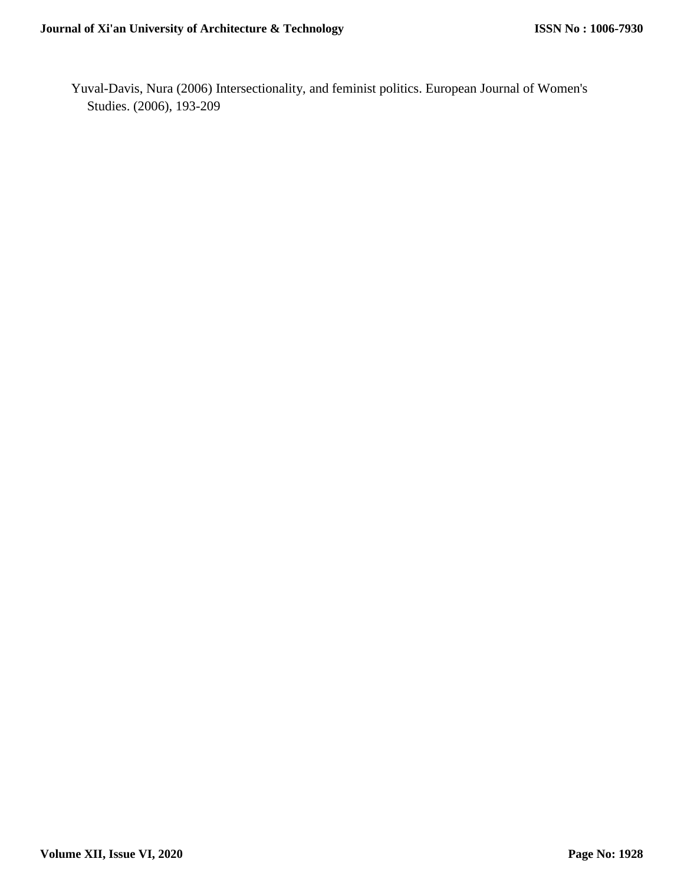Yuval-Davis, Nura (2006) Intersectionality, and feminist politics. European Journal of Women's Studies. (2006), 193-209